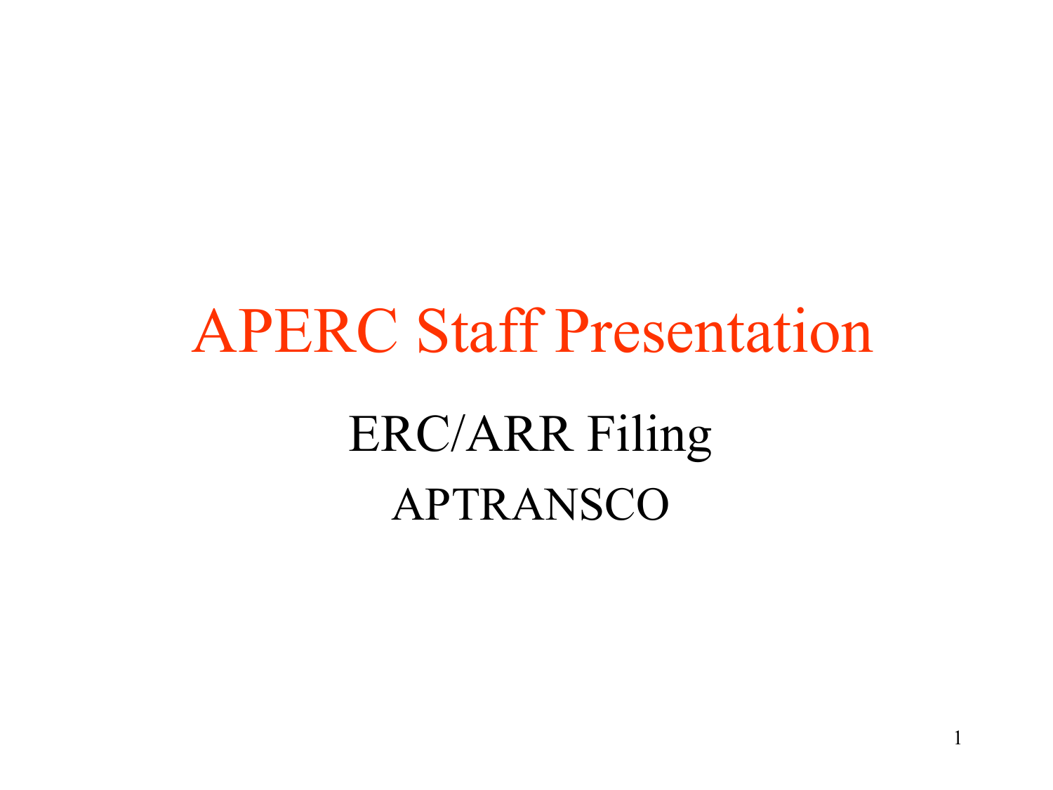# APERC Staff Presentation

## ERC/ARR Filing

## APTRANSCO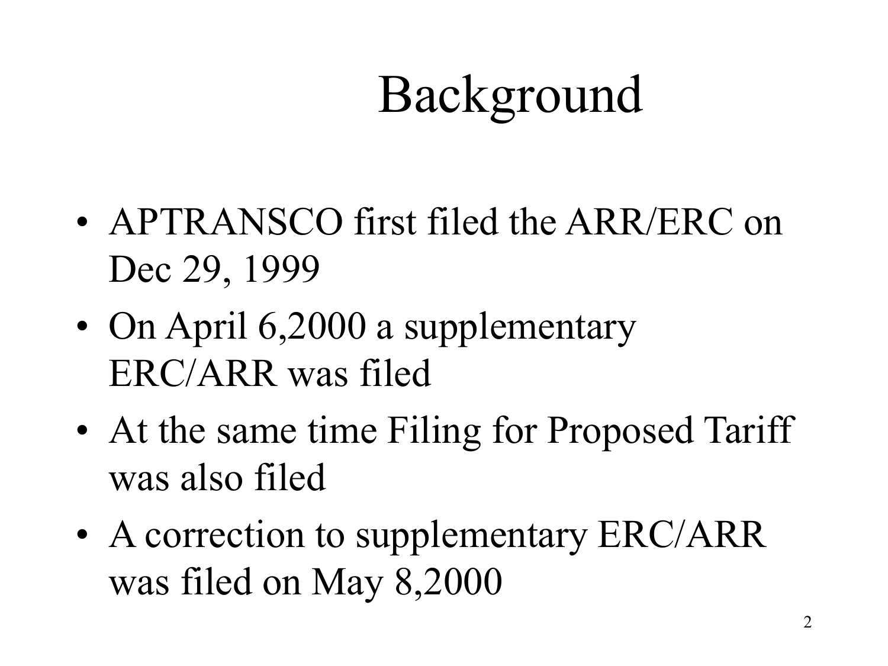# Background

- APTRANSCO first filed the ARR/ERC on Dec 29, 1999
- On April 6,2000 a supplementary ERC/ARR was filed
- At the same time Filing for Proposed Tariff was also filed
- A correction to supplementary ERC/ARR was filed on May 8,2000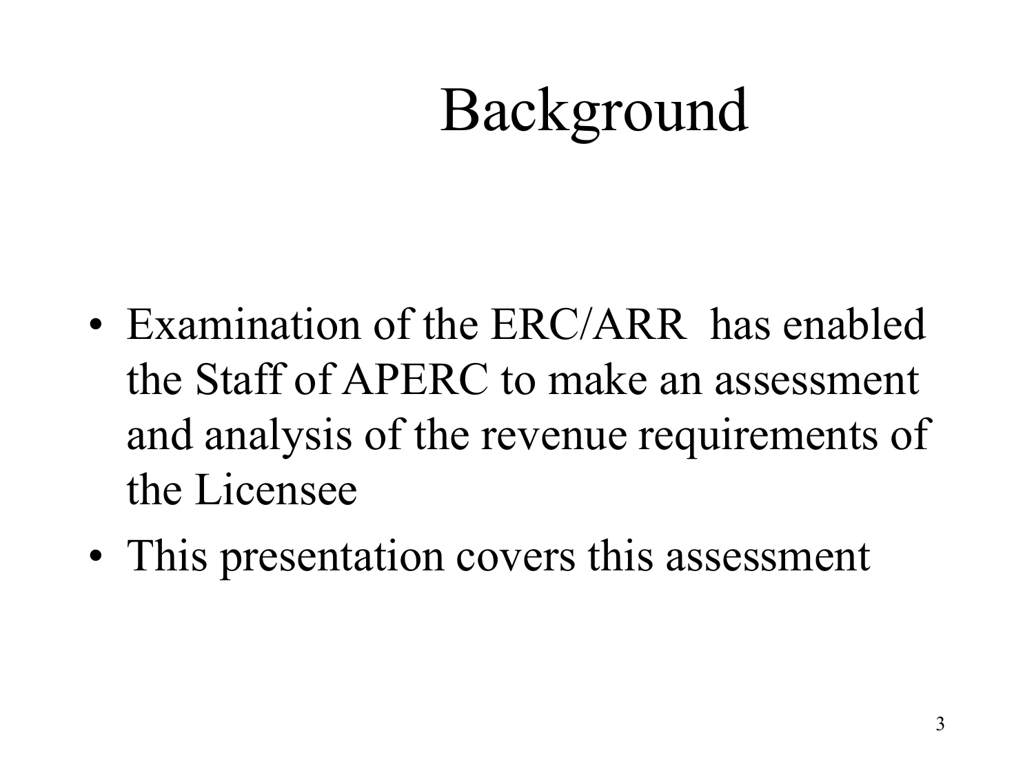# Background

- Examination of the ERC/ARR has enabled the Staff of APERC to make an assessment and analysis of the revenue requirements of the Licensee
- This presentation covers this assessment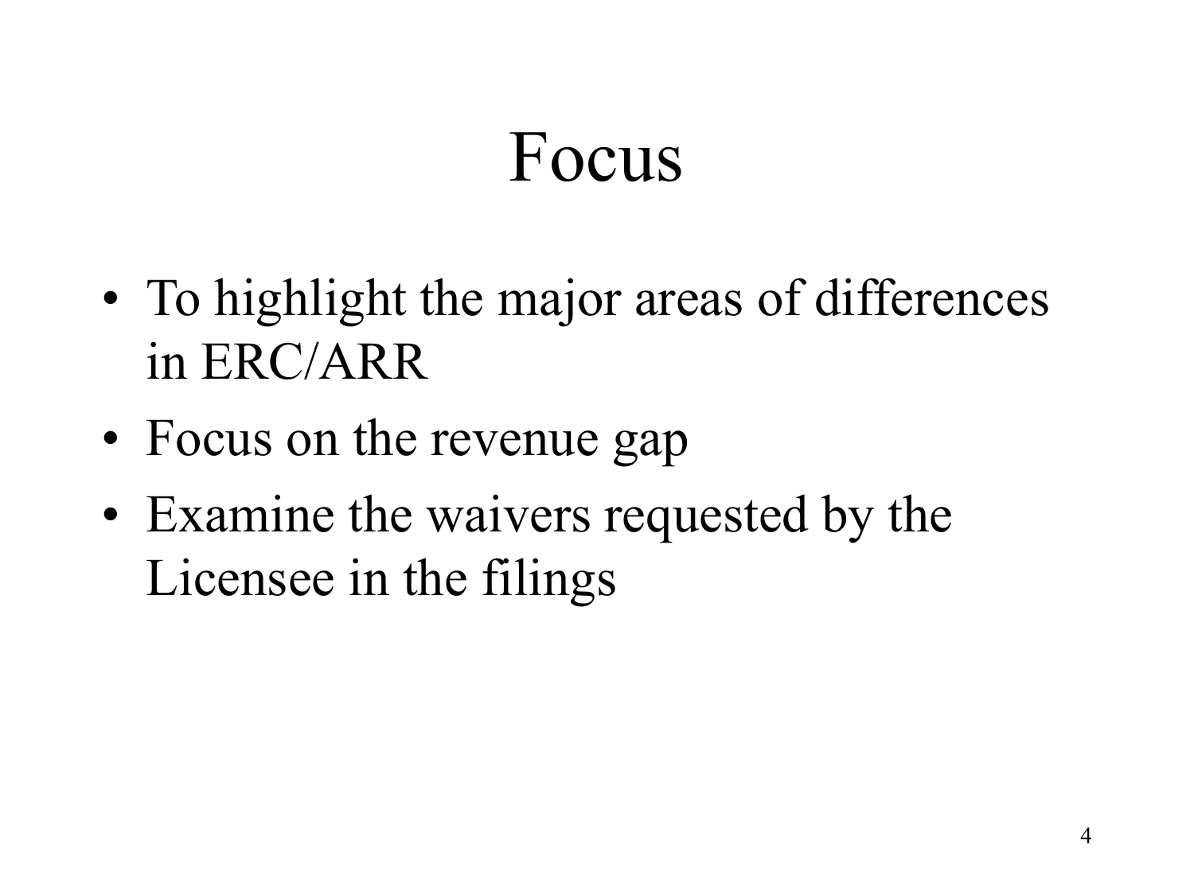# Focus

- To highlight the major areas of differences in ERC/ARR
- Focus on the revenue gap
- Examine the waivers requested by the Licensee in the filings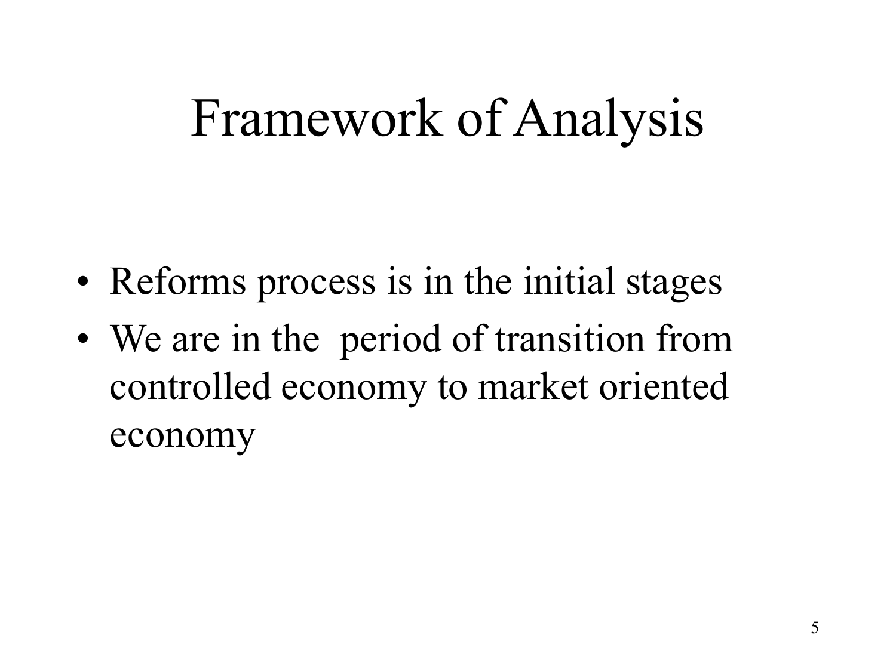# Framework of Analysis

- Reforms process is in the initial stages
- We are in the period of transition from controlled economy to market oriented economy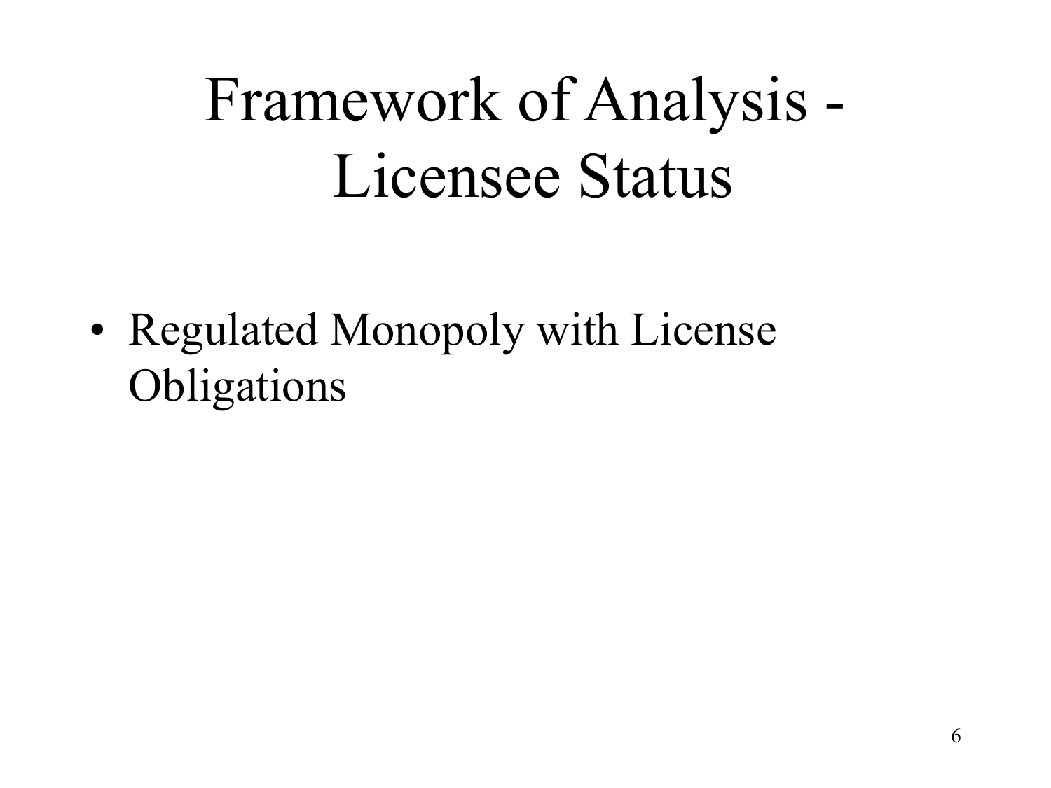# Framework of Analysis - Licensee Status

- Regulated Monopoly with License Obligations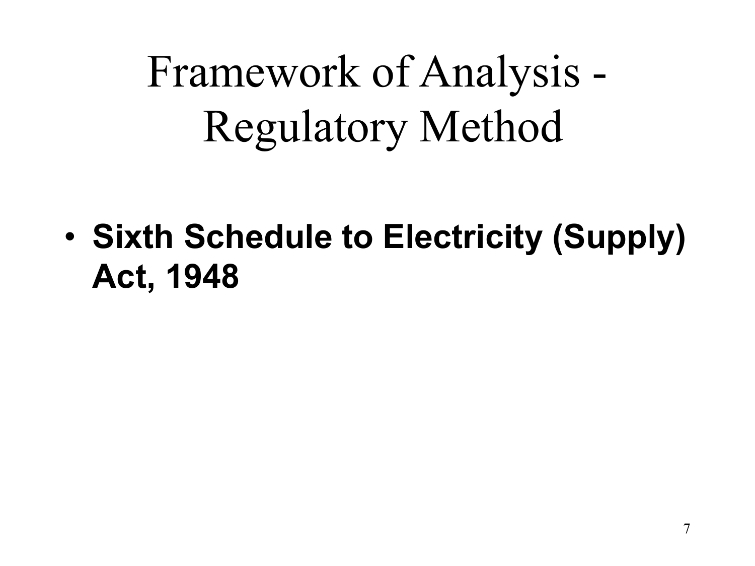# Framework of Analysis - Regulatory Method

- **Sixth Schedule to Electricity (Supply) Act, 1948**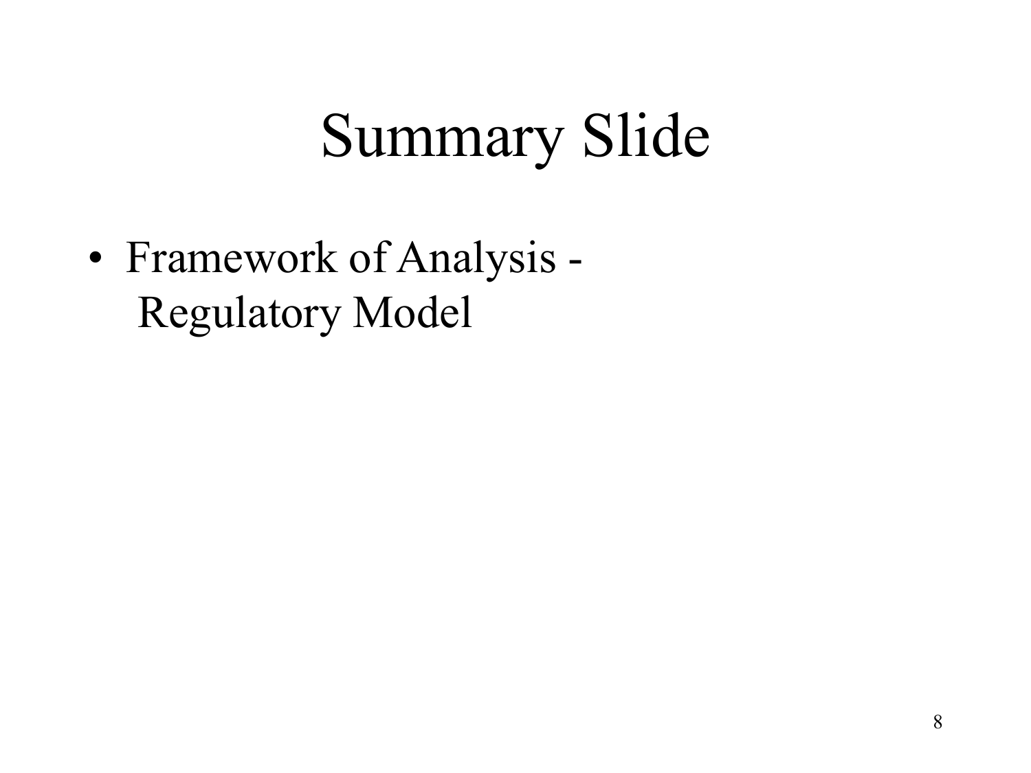# Summary Slide

- Framework of Analysis - Regulatory Model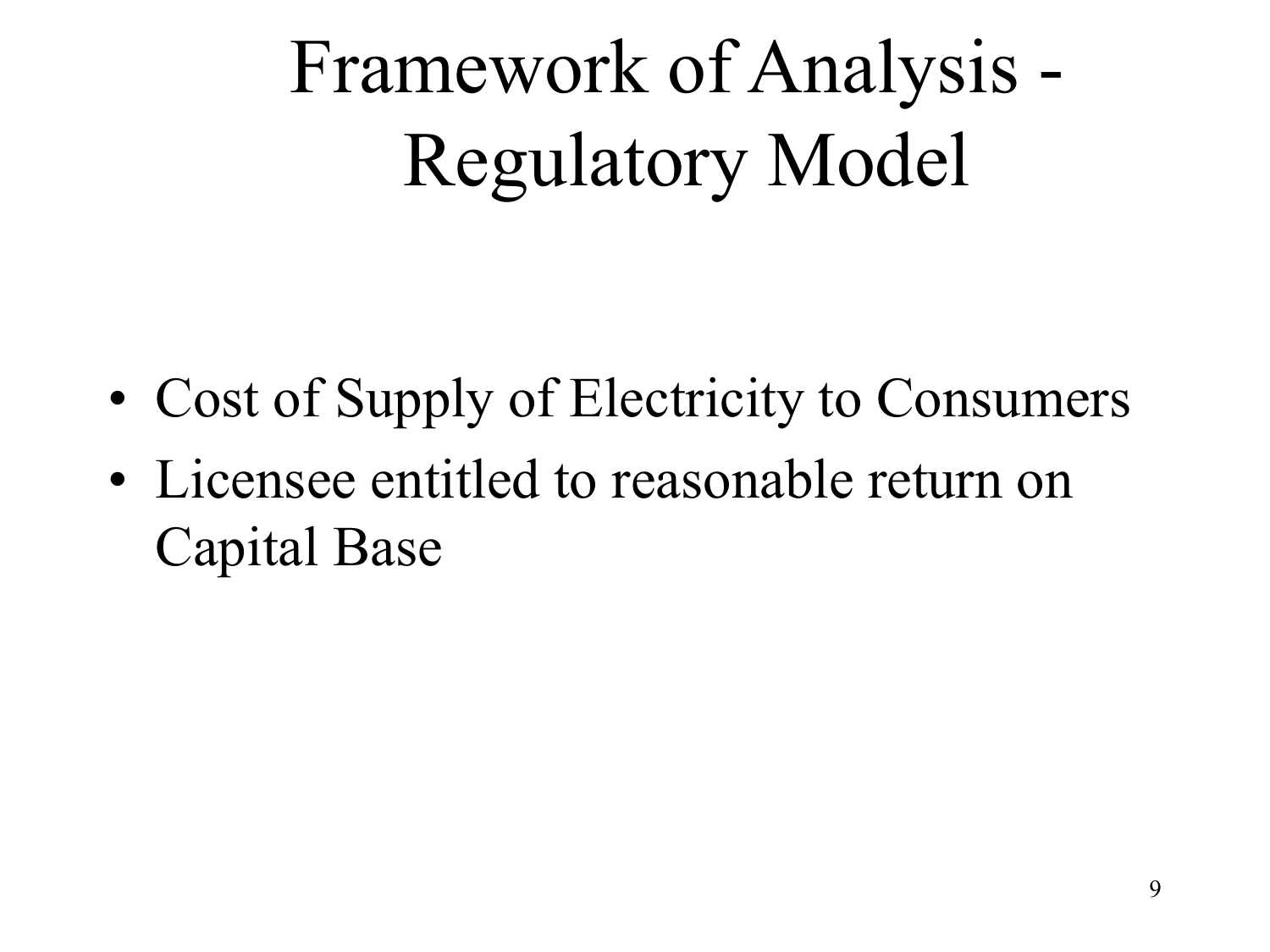# Framework of Analysis - Regulatory Model

- Cost of Supply of Electricity to Consumers
- Licensee entitled to reasonable return on Capital Base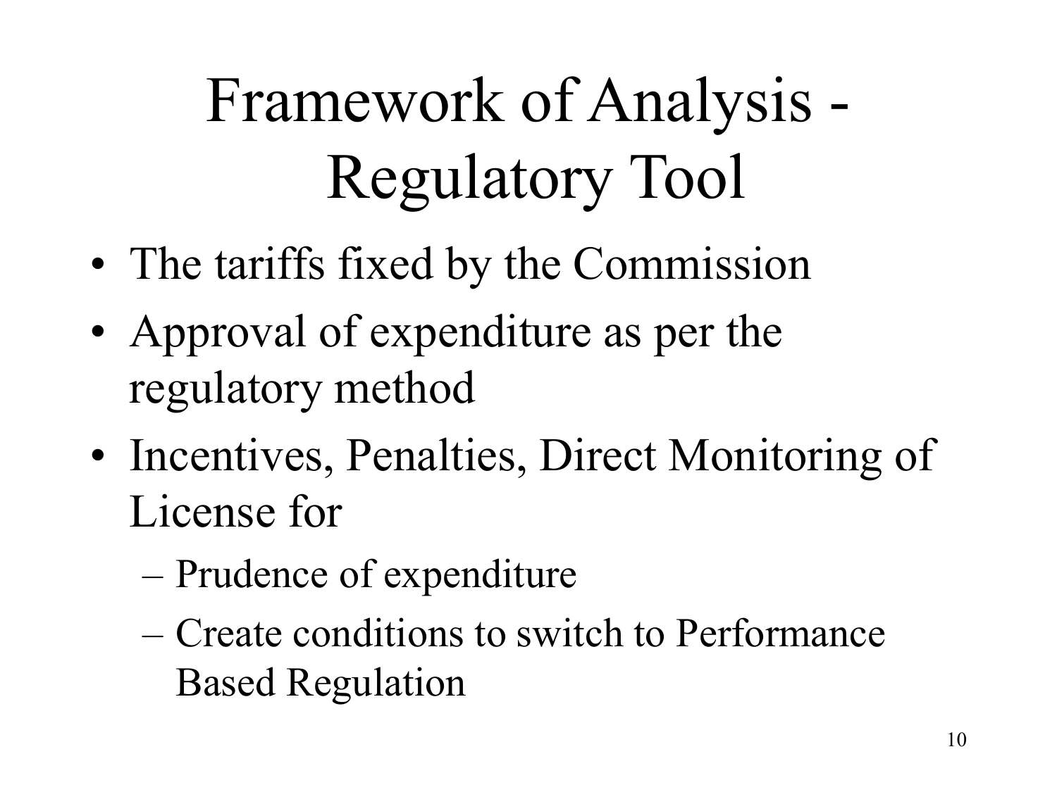# Framework of Analysis - Regulatory Tool

- The tariffs fixed by the Commission
- Approval of expenditure as per the regulatory method
- Incentives, Penalties, Direct Monitoring of License for
  - Prudence of expenditure
  - Create conditions to switch to Performance Based Regulation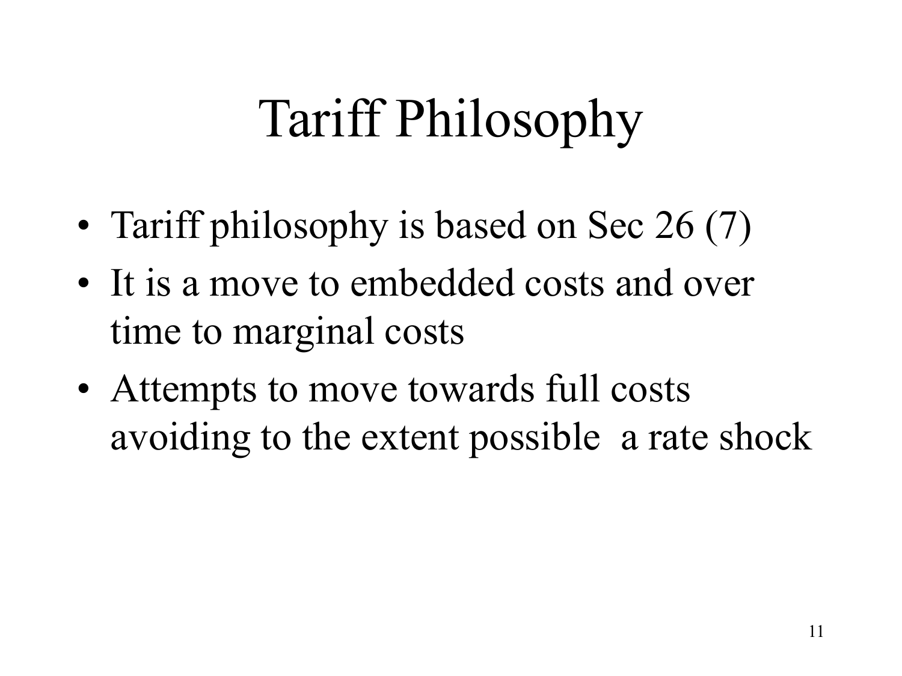# Tariff Philosophy

- Tariff philosophy is based on Sec 26 (7)
- It is a move to embedded costs and over time to marginal costs
- Attempts to move towards full costs avoiding to the extent possible a rate shock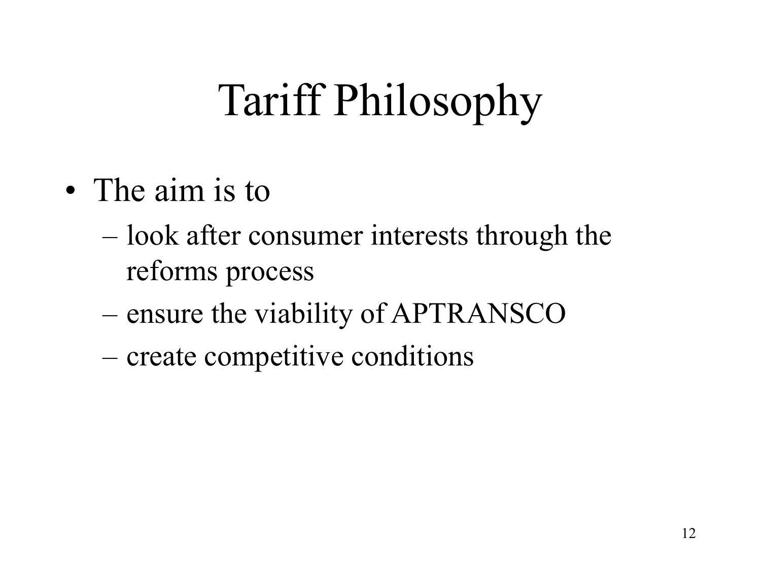# Tariff Philosophy

- The aim is to
  - look after consumer interests through the reforms process
  - ensure the viability of APTRANSCO
  - create competitive conditions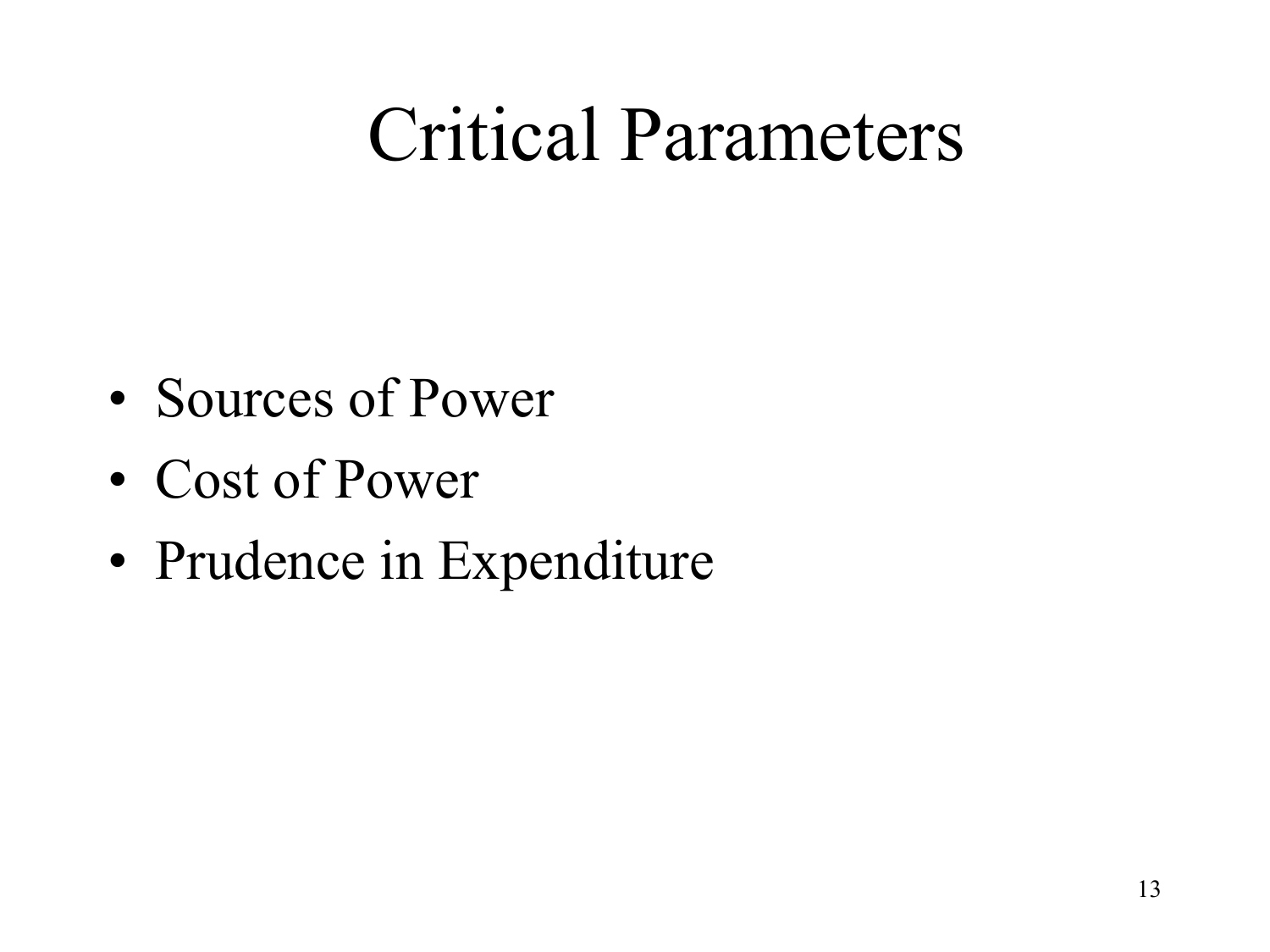# Critical Parameters

- Sources of Power
- Cost of Power
- Prudence in Expenditure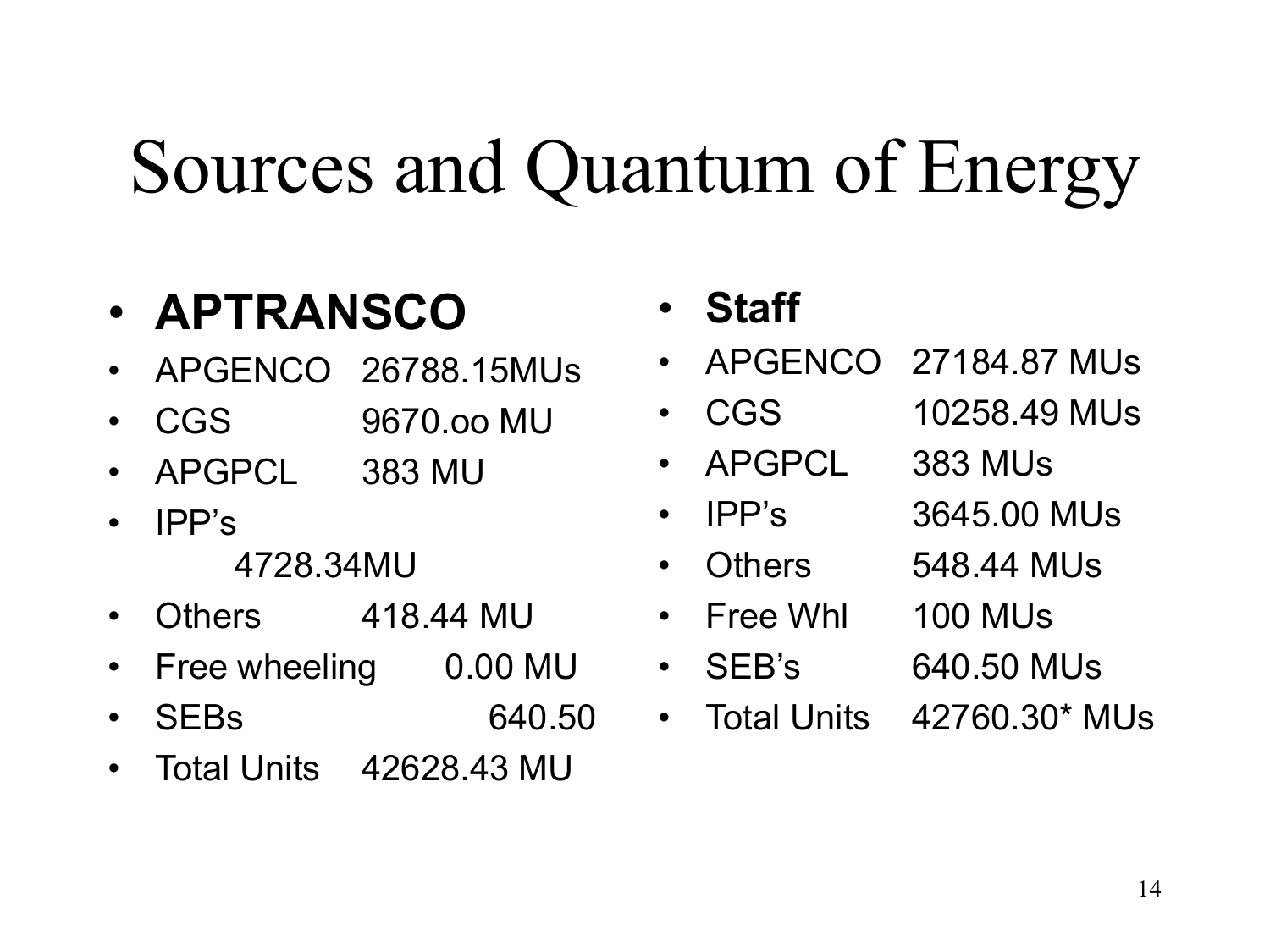# Sources and Quantum of Energy

- **APTRANSCO**
- APGENCO 26788.15MUs
- CGS 9670.oo MU
- APGPCL 383 MU
- IPP's
  4728.34MU
- Others 418.44 MU
- Free wheeling 0.00 MU
- SEBs 640.50
- Total Units 42628.43 MU

- **Staff**
- APGENCO 27184.87 MUs
- CGS 10258.49 MUs
- APGPCL 383 MUs
- IPP's 3645.00 MUs
- Others 548.44 MUs
- Free Whl 100 MUs
- SEB's 640.50 MUs
- Total Units 42760.30* MUs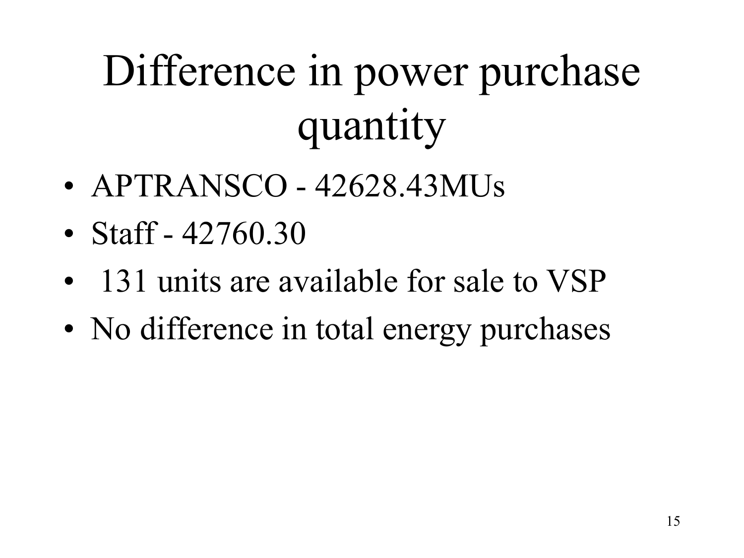# Difference in power purchase quantity

- APTRANSCO - 42628.43MUs
- Staff - 42760.30
- 131 units are available for sale to VSP
- No difference in total energy purchases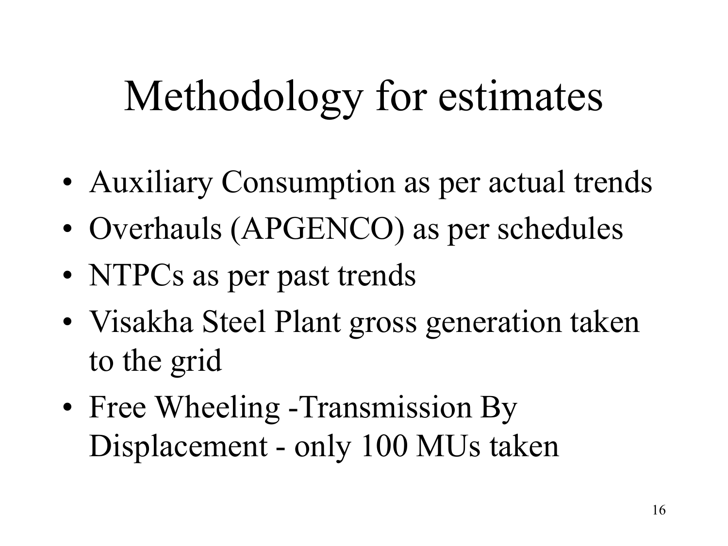# Methodology for estimates

- Auxiliary Consumption as per actual trends
- Overhauls (APGENCO) as per schedules
- NTPCs as per past trends
- Visakha Steel Plant gross generation taken to the grid
- Free Wheeling -Transmission By Displacement - only 100 MUs taken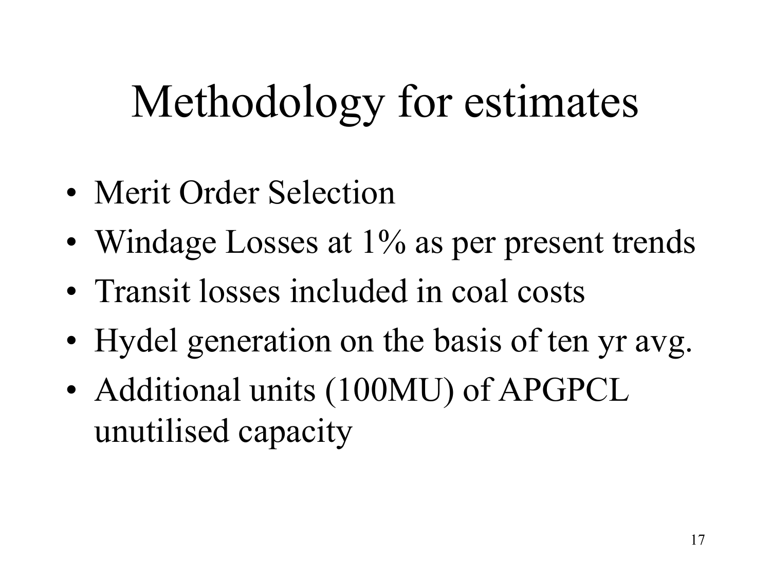# Methodology for estimates

- Merit Order Selection
- Windage Losses at 1% as per present trends
- Transit losses included in coal costs
- Hydel generation on the basis of ten yr avg.
- Additional units (100MU) of APGPCL unutilised capacity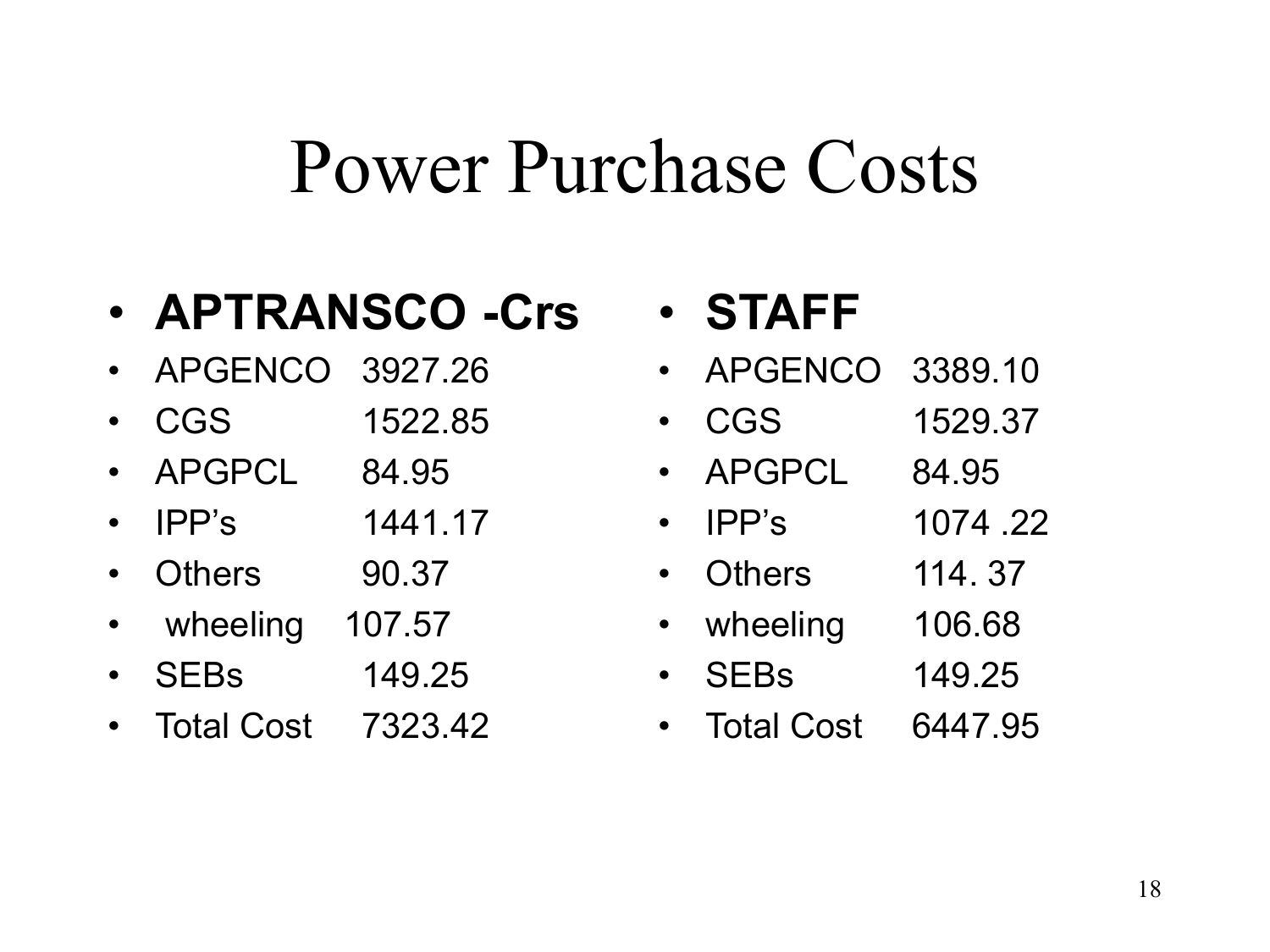# Power Purchase Costs

- **APTRANSCO -Crs**
- APGENCO 3927.26
- CGS 1522.85
- APGPCL 84.95
- IPP's 1441.17
- Others 90.37
- wheeling 107.57
- SEBs 149.25
- Total Cost 7323.42

- **STAFF**
- APGENCO 3389.10
- CGS 1529.37
- APGPCL 84.95
- IPP's 1074 .22
- Others 114. 37
- wheeling 106.68
- SEBs 149.25
- Total Cost 6447.95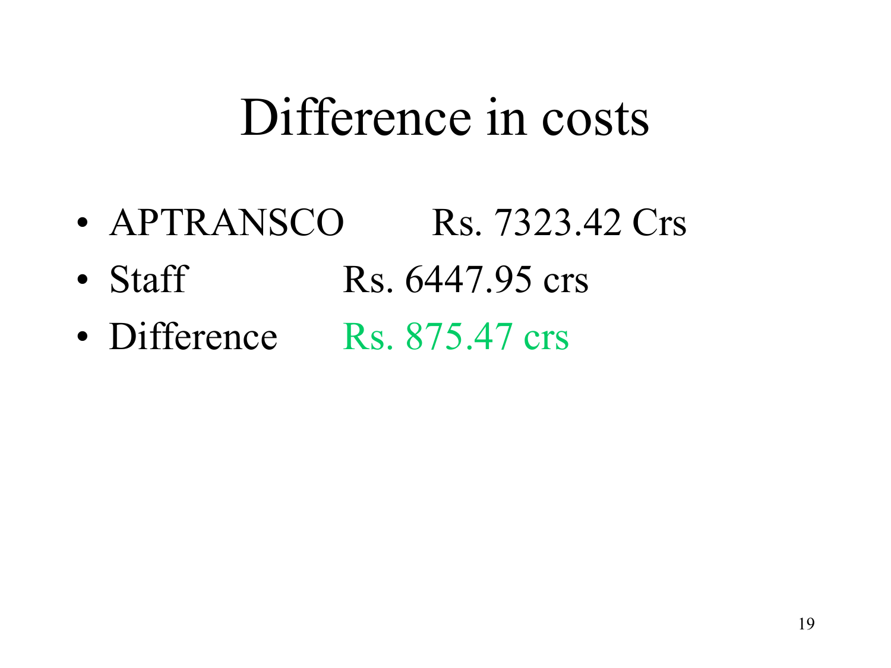# Difference in costs

- APTRANSCO Rs. 7323.42 Crs
- Staff Rs. 6447.95 crs
- Difference Rs. 875.47 crs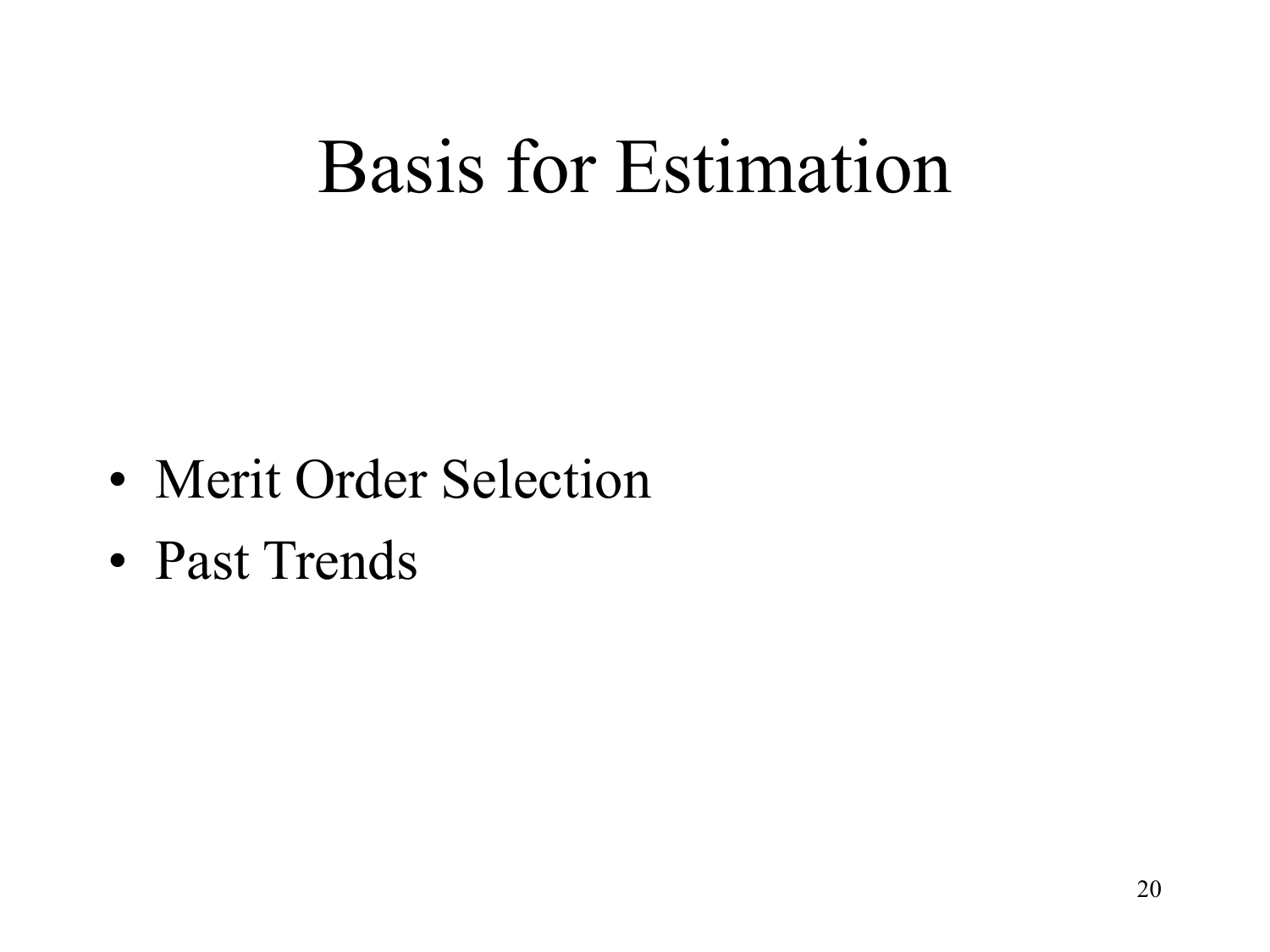# Basis for Estimation

- Merit Order Selection
- Past Trends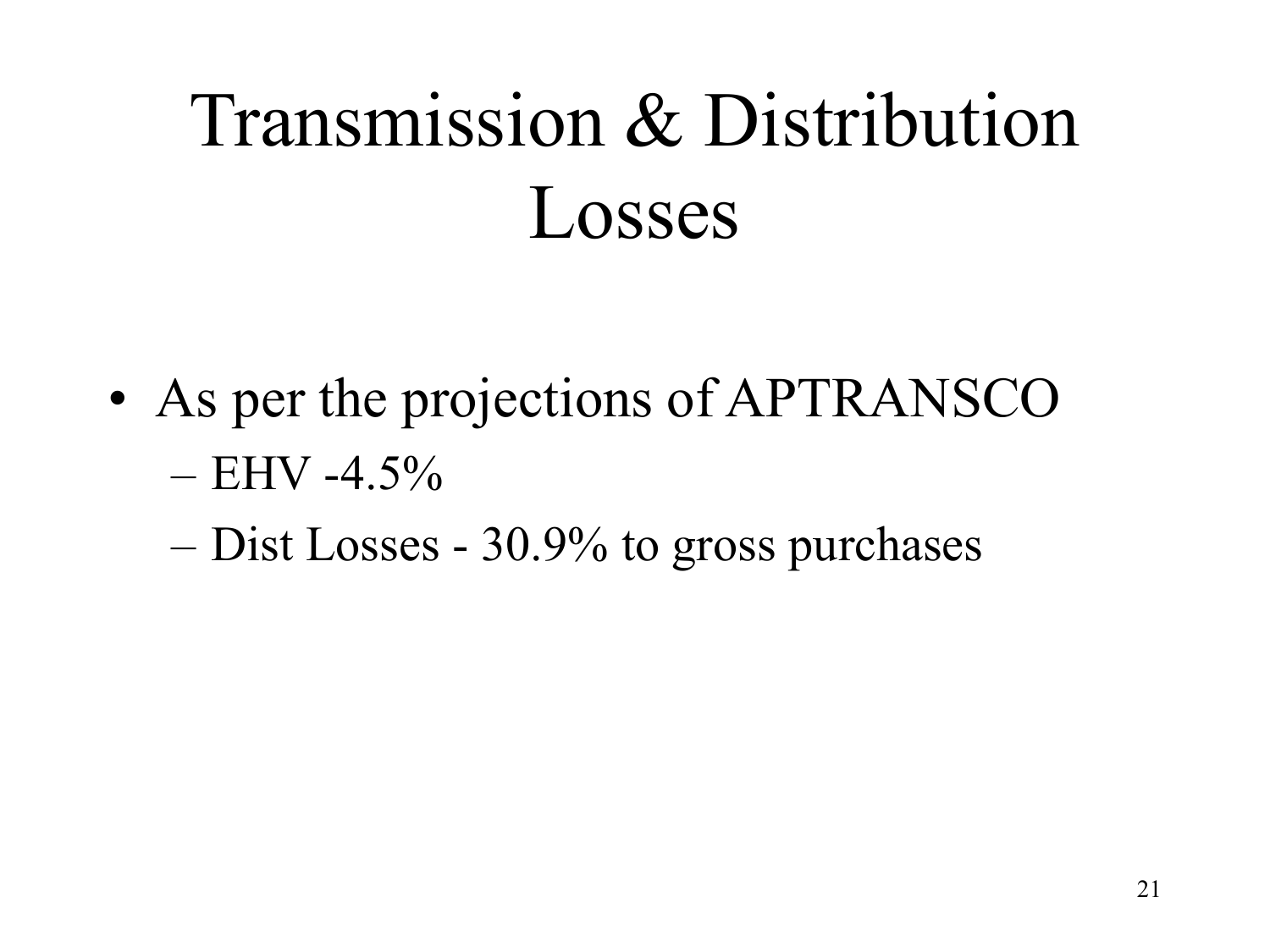# Transmission & Distribution Losses

- As per the projections of APTRANSCO
  - EHV -4.5%
  - Dist Losses - 30.9% to gross purchases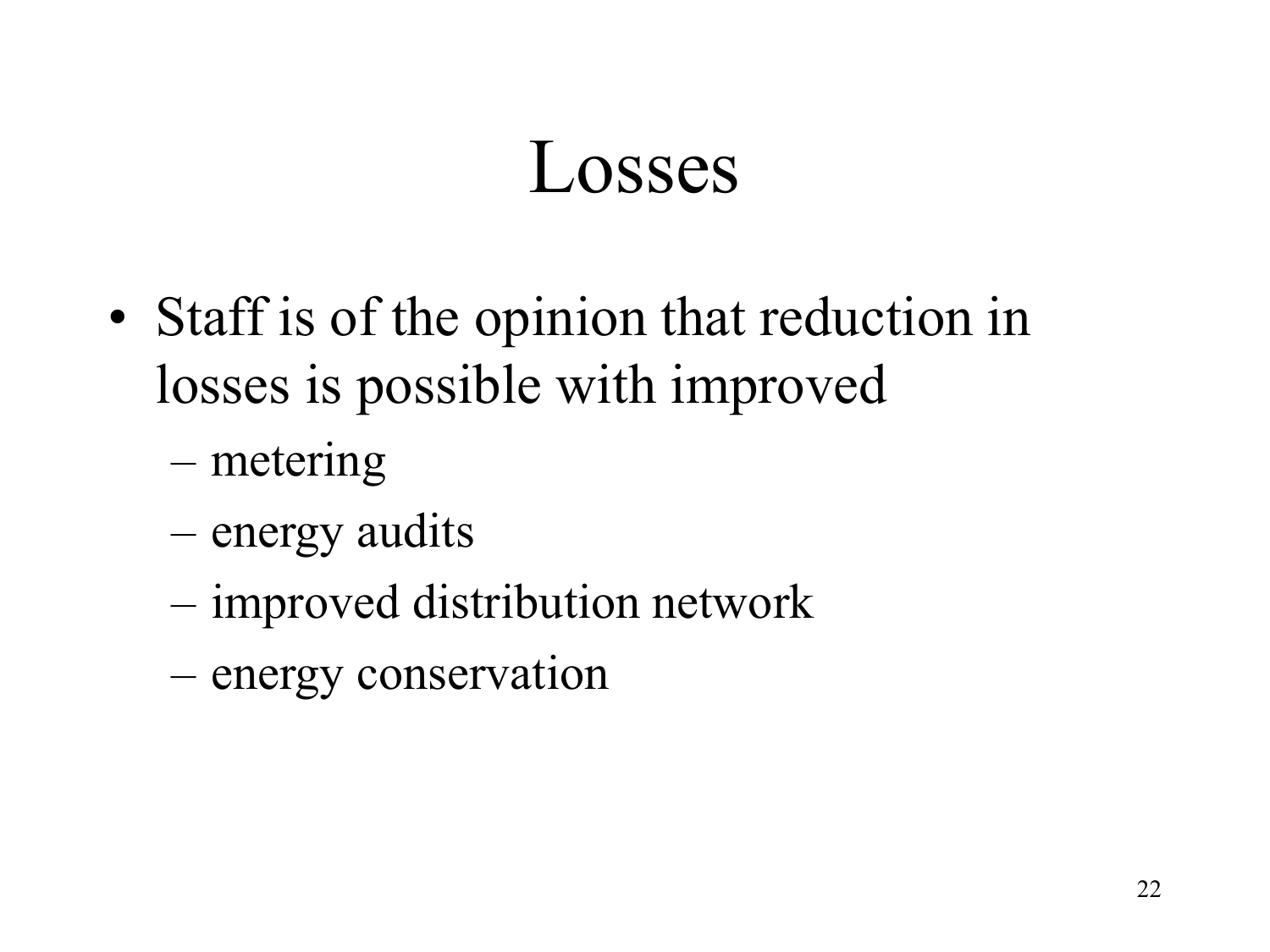# Losses

- Staff is of the opinion that reduction in losses is possible with improved
  - metering
  - energy audits
  - improved distribution network
  - energy conservation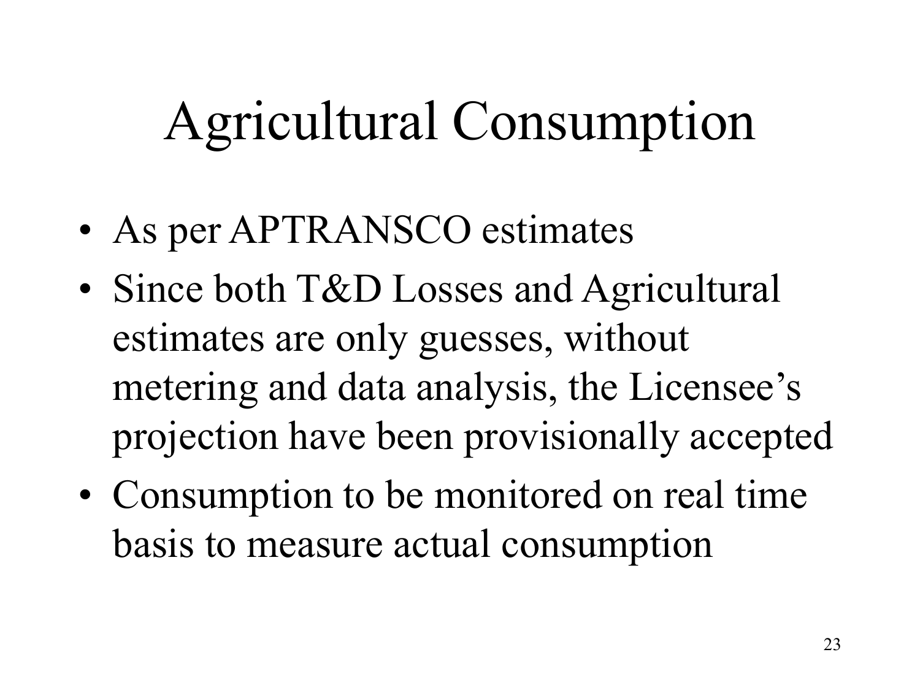# Agricultural Consumption

- As per APTRANSCO estimates
- Since both T&D Losses and Agricultural estimates are only guesses, without metering and data analysis, the Licensee's projection have been provisionally accepted
- Consumption to be monitored on real time basis to measure actual consumption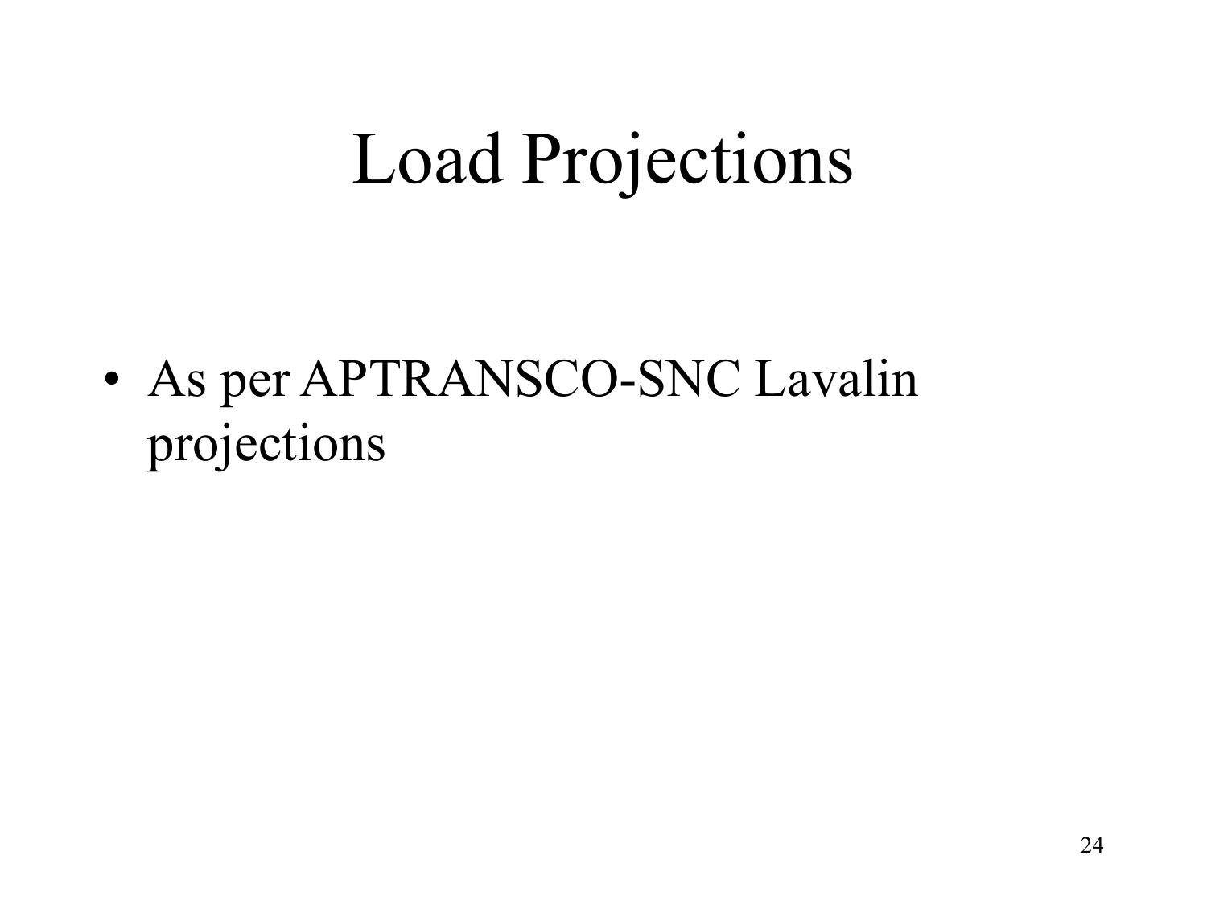# Load Projections

- As per APTRANSCO-SNC Lavalin projections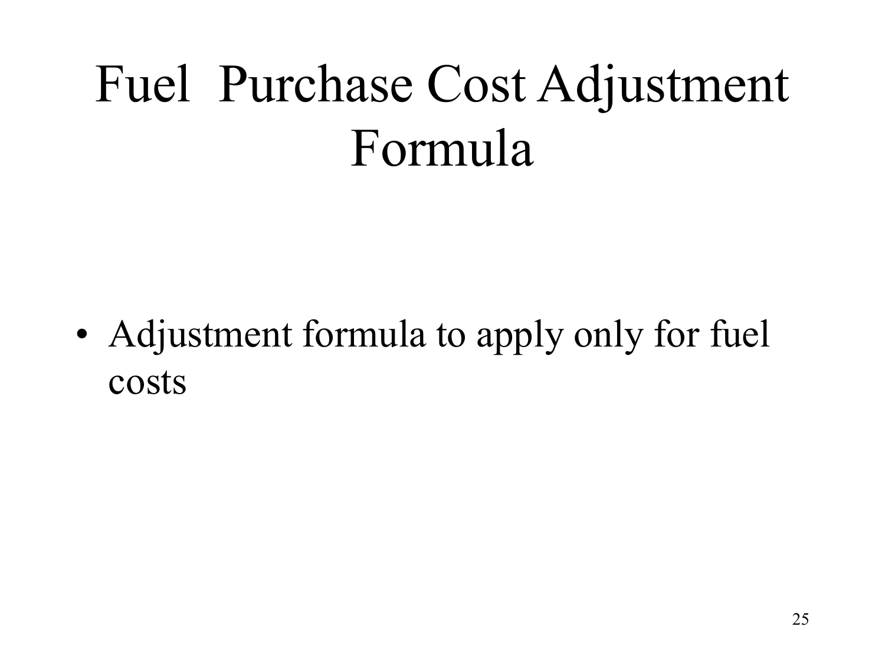# Fuel Purchase Cost Adjustment Formula

- Adjustment formula to apply only for fuel costs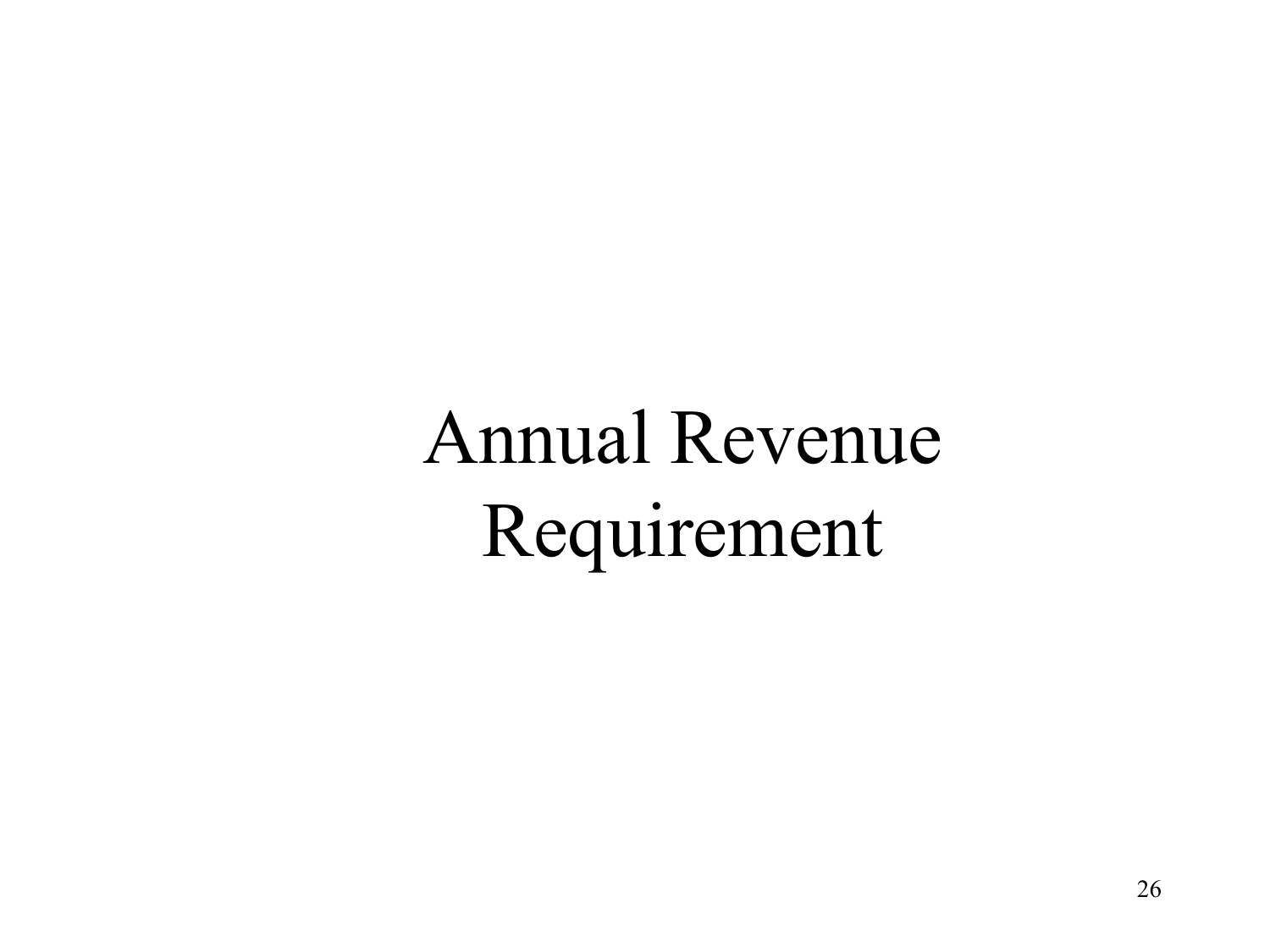# Annual Revenue Requirement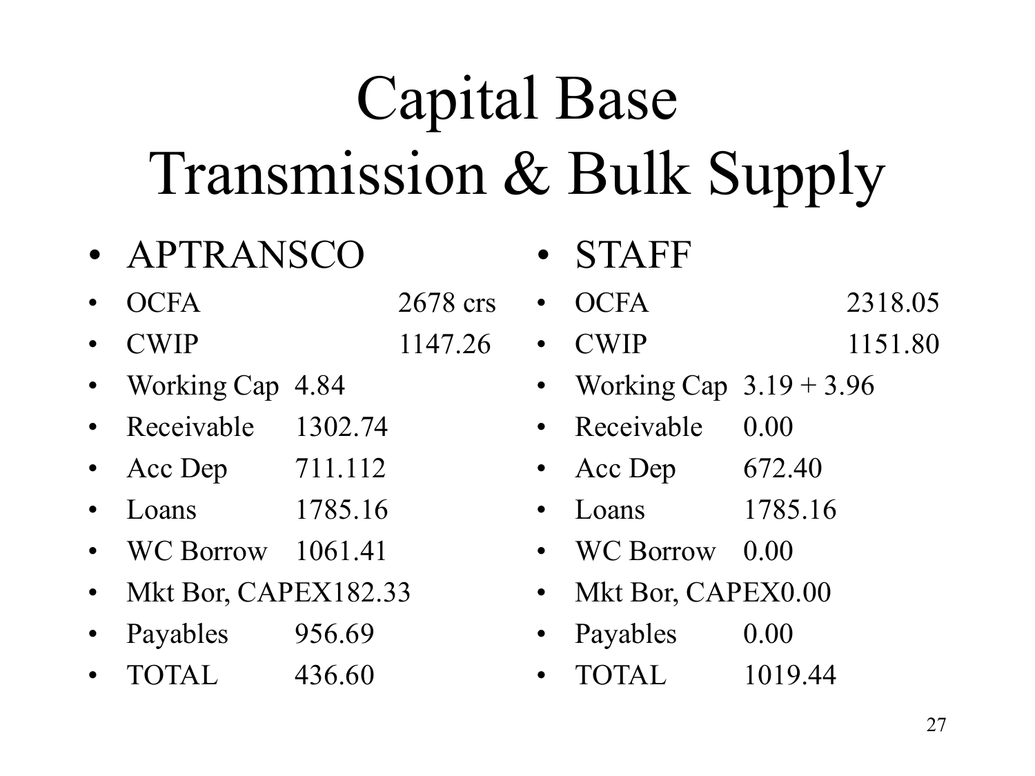# Capital Base
# Transmission & Bulk Supply

- APTRANSCO
- OCFA 2678 crs
- CWIP 1147.26
- Working Cap 4.84
- Receivable 1302.74
- Acc Dep 711.112
- Loans 1785.16
- WC Borrow 1061.41
- Mkt Bor, CAPEX182.33
- Payables 956.69
- TOTAL 436.60

- STAFF
- OCFA 2318.05
- CWIP 1151.80
- Working Cap 3.19 + 3.96
- Receivable 0.00
- Acc Dep 672.40
- Loans 1785.16
- WC Borrow 0.00
- Mkt Bor, CAPEX0.00
- Payables 0.00
- TOTAL 1019.44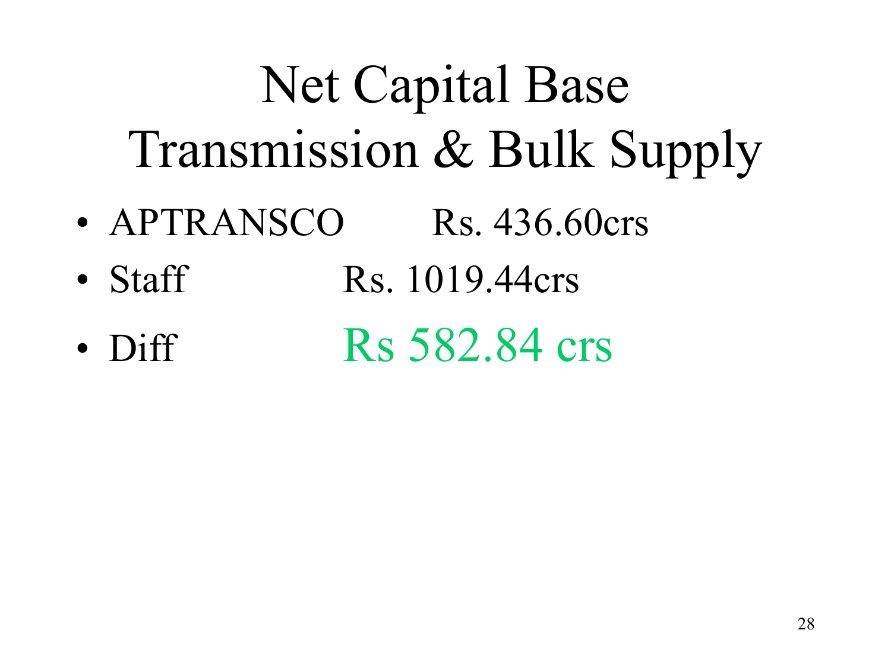# Net Capital Base Transmission & Bulk Supply

- APTRANSCO Rs. 436.60crs
- Staff Rs. 1019.44crs
- Diff Rs 582.84 crs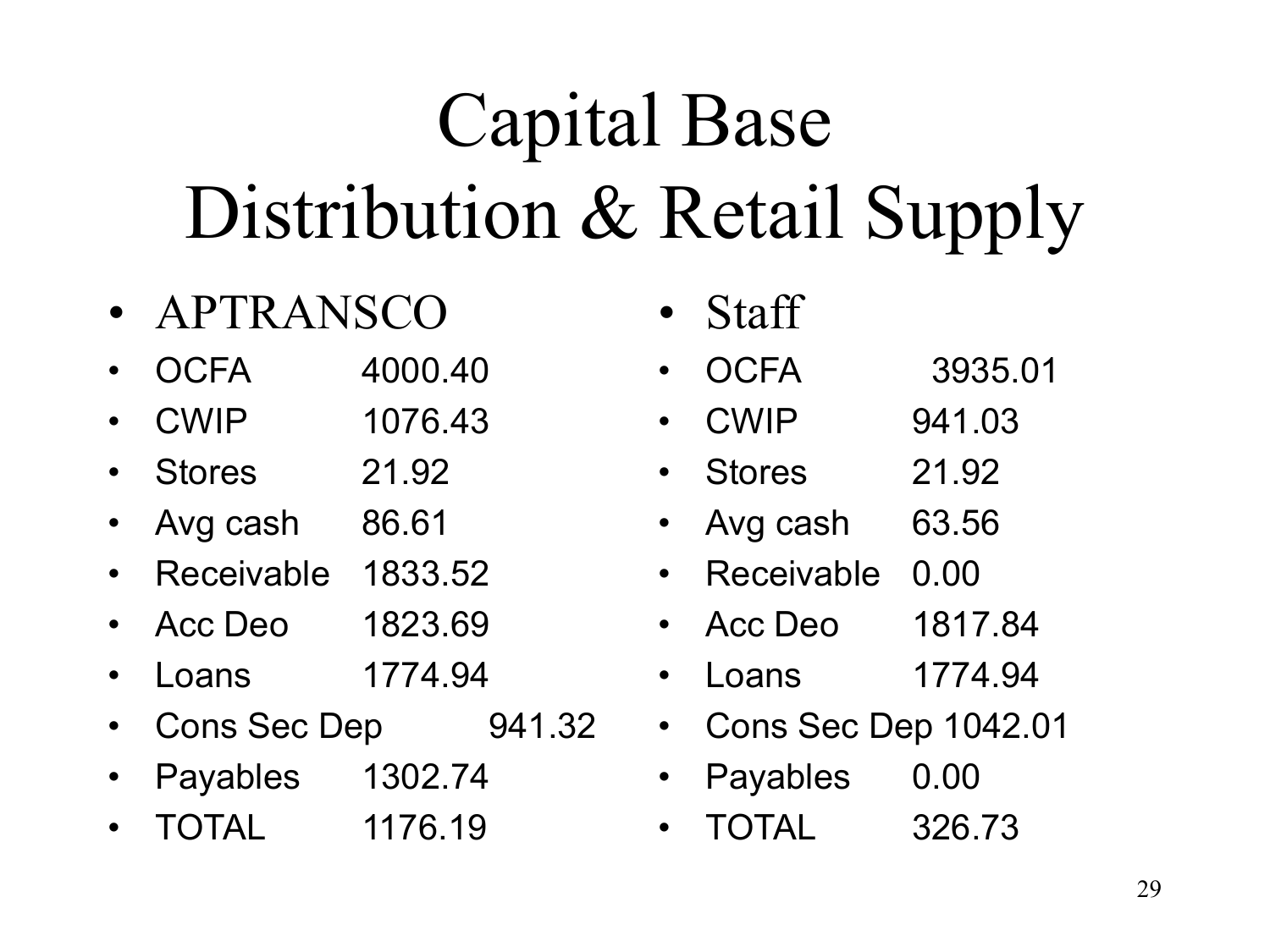# Capital Base
# Distribution & Retail Supply

- APTRANSCO
- OCFA 4000.40
- CWIP 1076.43
- Stores 21.92
- Avg cash 86.61
- Receivable 1833.52
- Acc Deo 1823.69
- Loans 1774.94
- Cons Sec Dep 941.32
- Payables 1302.74
- TOTAL 1176.19

- Staff
- OCFA 3935.01
- CWIP 941.03
- Stores 21.92
- Avg cash 63.56
- Receivable 0.00
- Acc Deo 1817.84
- Loans 1774.94
- Cons Sec Dep 1042.01
- Payables 0.00
- TOTAL 326.73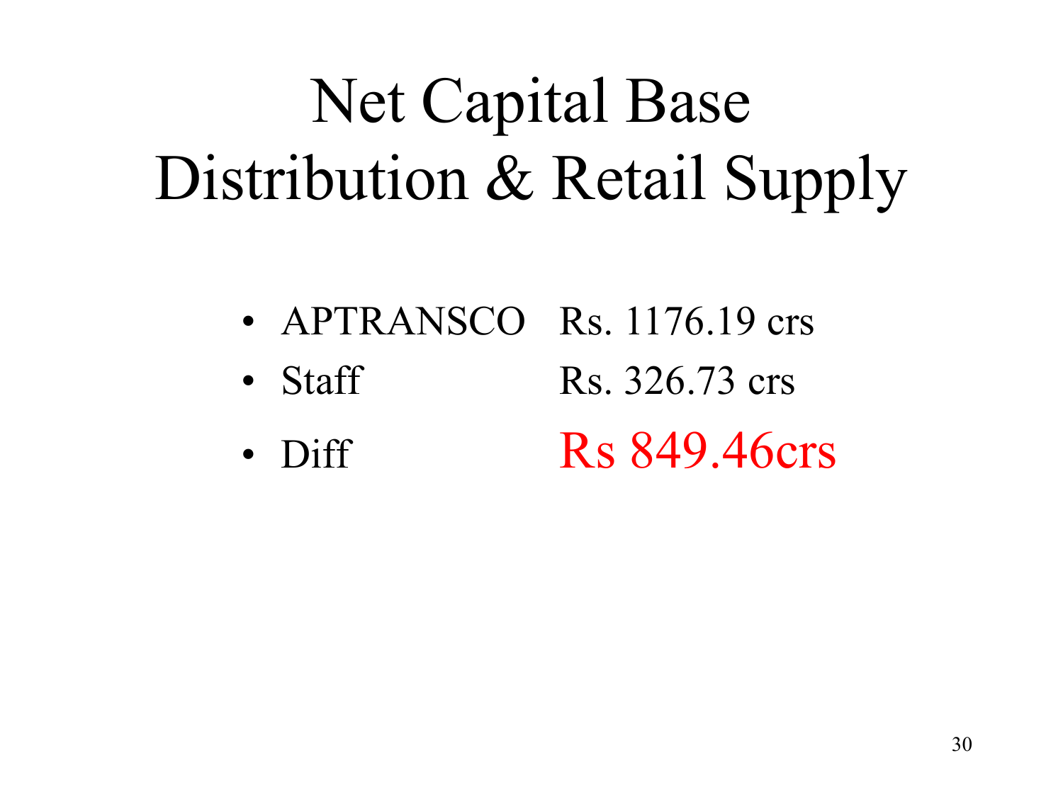# Net Capital Base
# Distribution & Retail Supply

- APTRANSCO Rs. 1176.19 crs
- Staff Rs. 326.73 crs
- Diff **Rs 849.46crs**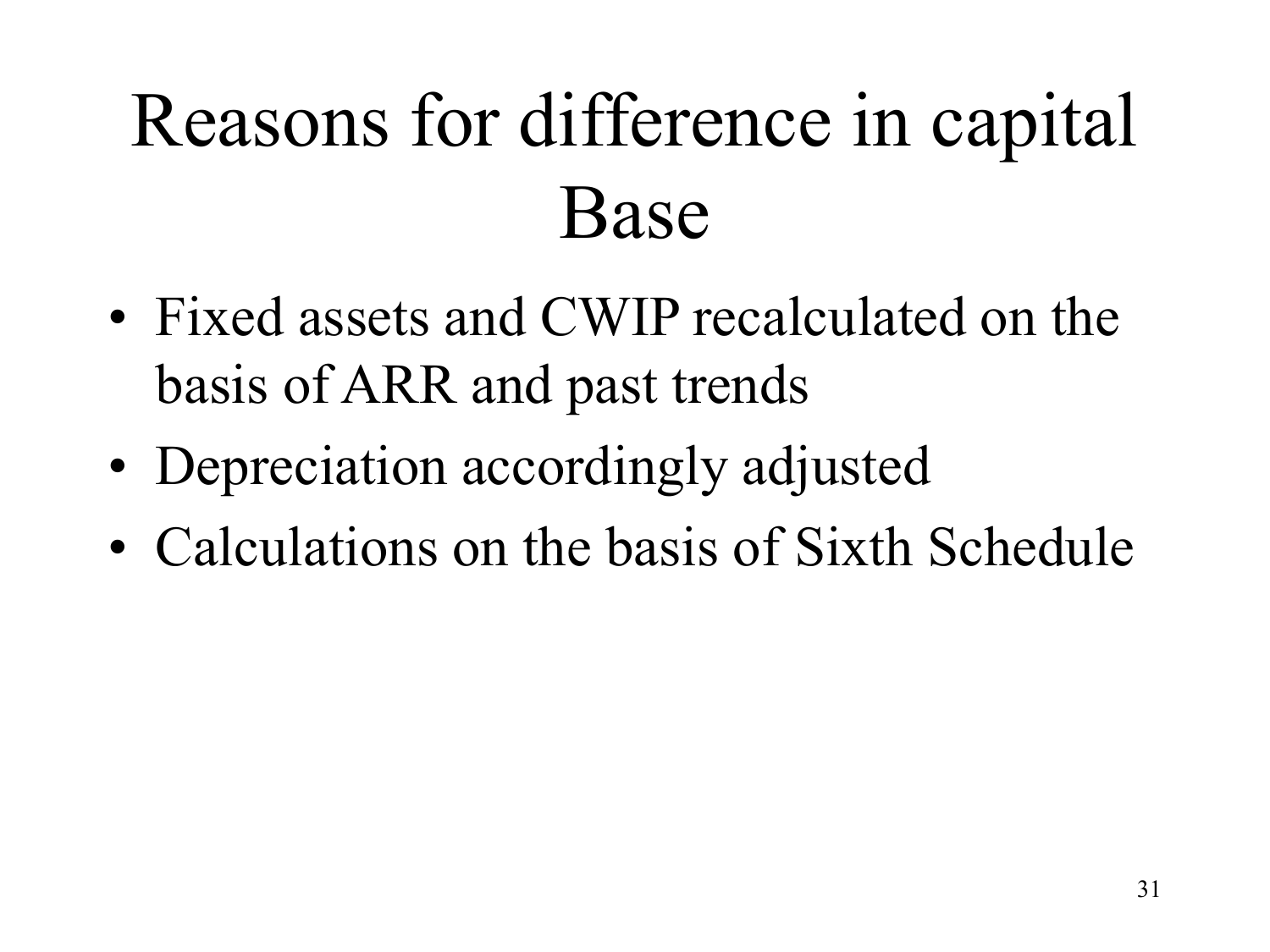# Reasons for difference in capital Base

- Fixed assets and CWIP recalculated on the basis of ARR and past trends
- Depreciation accordingly adjusted
- Calculations on the basis of Sixth Schedule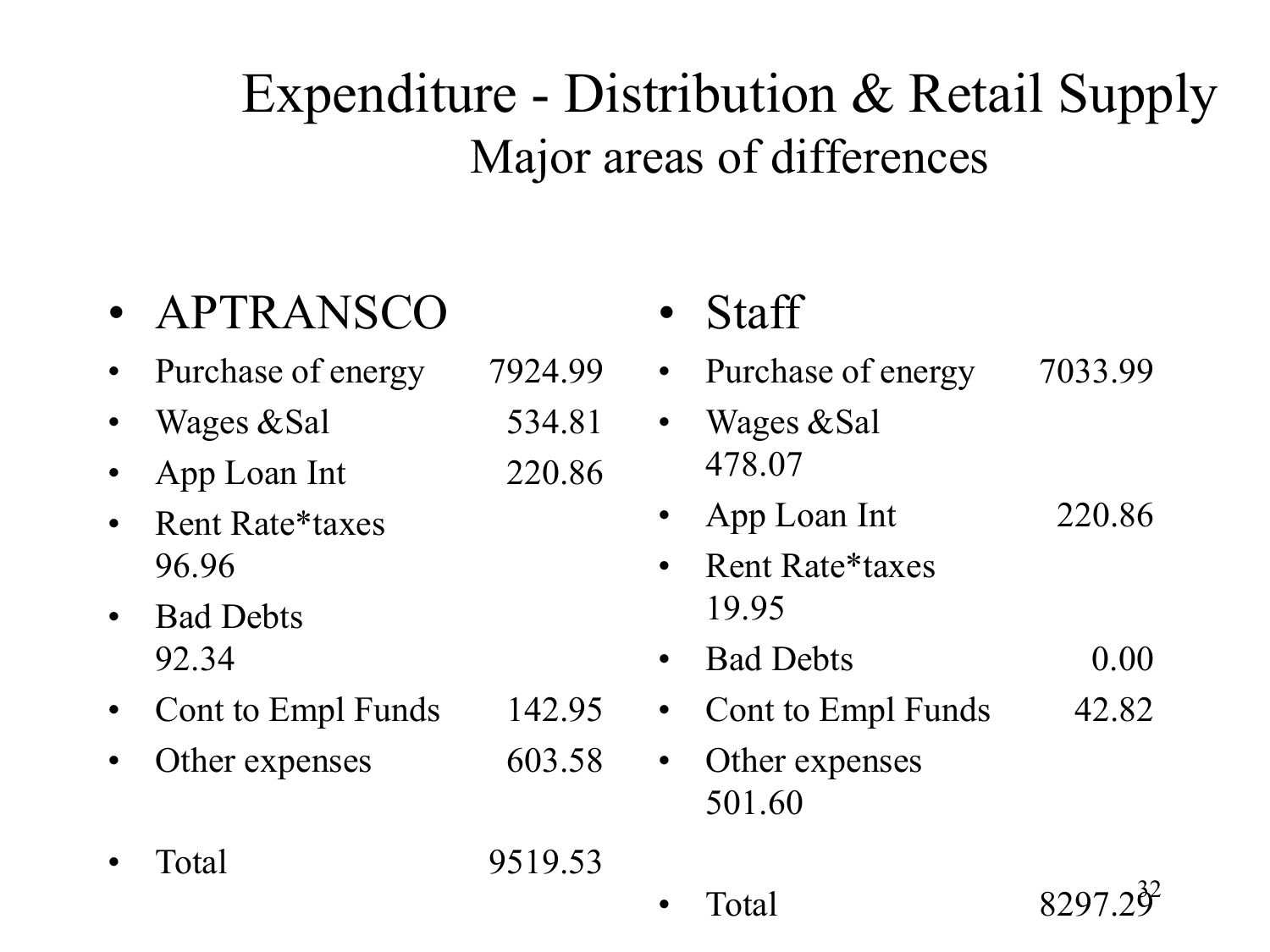# Expenditure - Distribution & Retail Supply

## Major areas of differences

- APTRANSCO
- Purchase of energy 7924.99
- Wages &Sal 534.81
- App Loan Int 220.86
- Rent Rate*taxes 96.96
- Bad Debts 92.34
- Cont to Empl Funds 142.95
- Other expenses 603.58
- Total 9519.53

- Staff
- Purchase of energy 7033.99
- Wages &Sal 478.07
- App Loan Int 220.86
- Rent Rate*taxes 19.95
- Bad Debts 0.00
- Cont to Empl Funds 42.82
- Other expenses 501.60
- Total 8297.29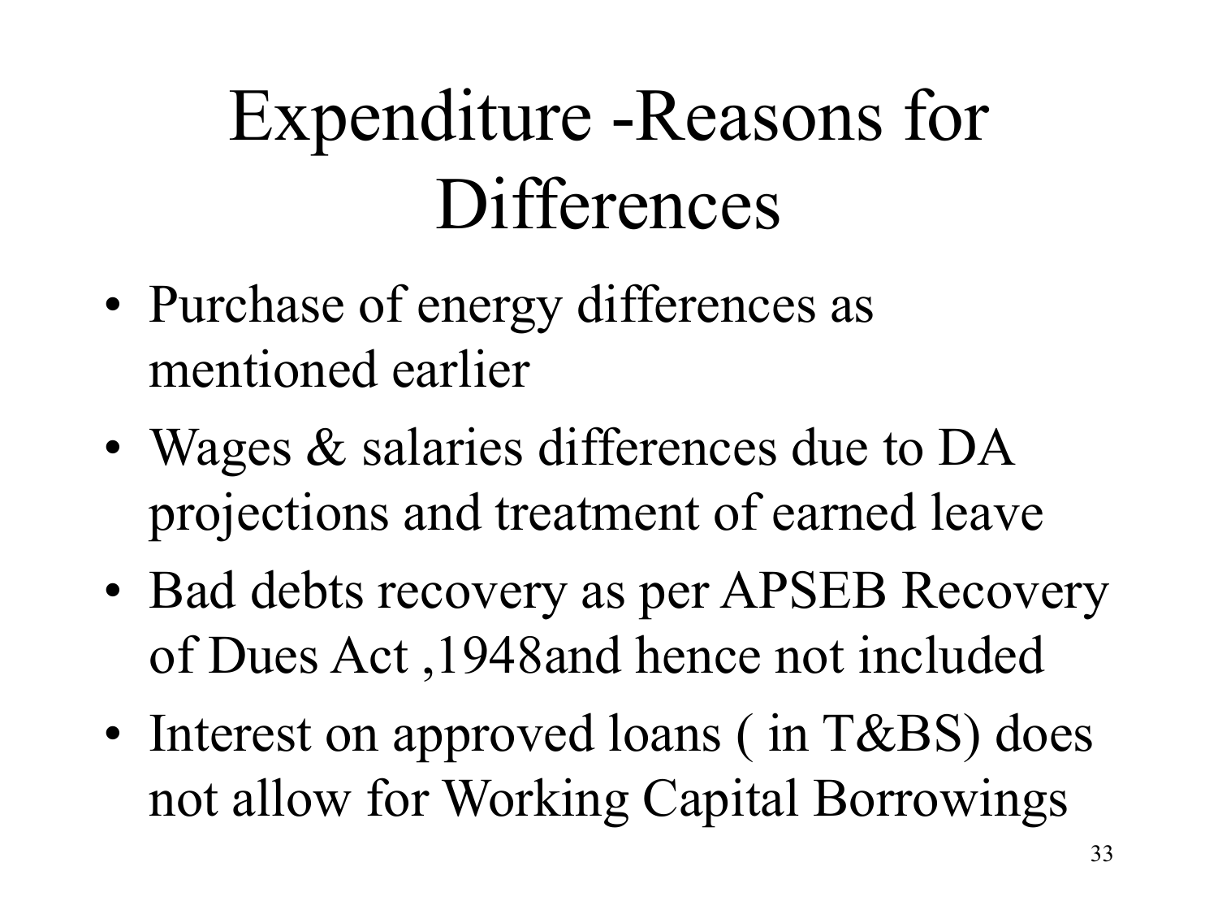# Expenditure -Reasons for Differences

- Purchase of energy differences as mentioned earlier
- Wages & salaries differences due to DA projections and treatment of earned leave
- Bad debts recovery as per APSEB Recovery of Dues Act ,1948and hence not included
- Interest on approved loans ( in T&BS) does not allow for Working Capital Borrowings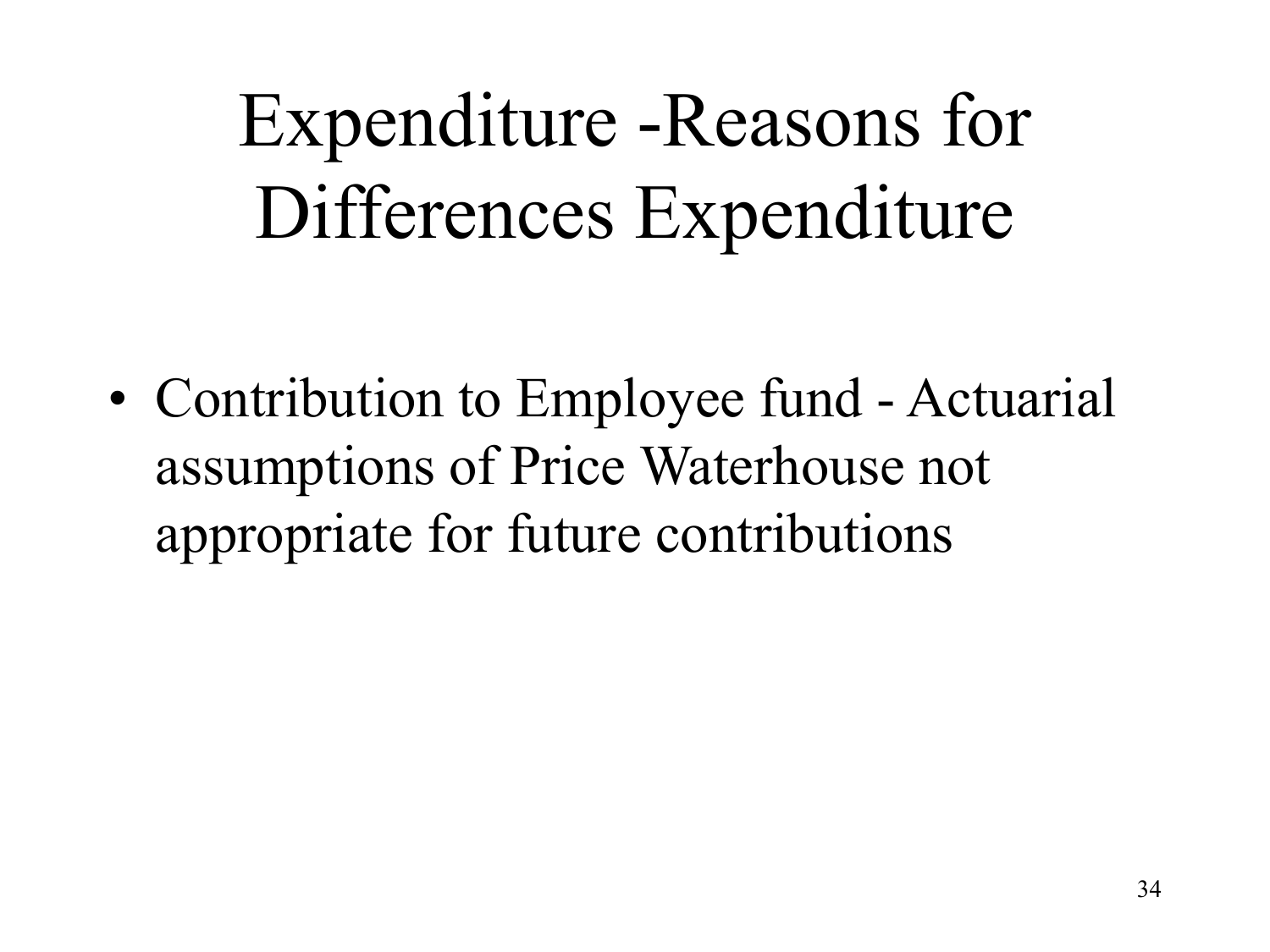# Expenditure -Reasons for Differences Expenditure

- Contribution to Employee fund - Actuarial assumptions of Price Waterhouse not appropriate for future contributions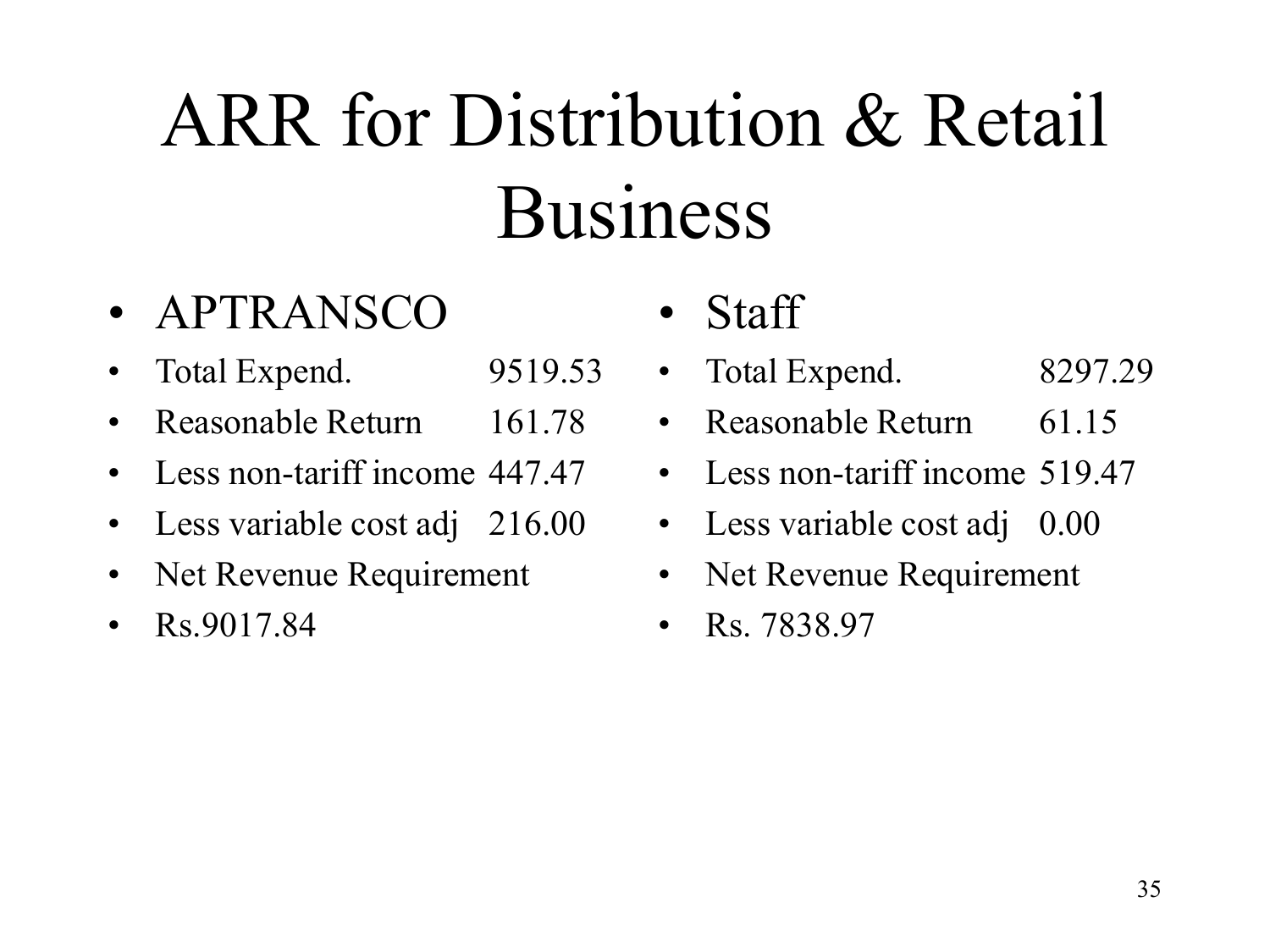# ARR for Distribution & Retail Business

- APTRANSCO
- Total Expend. 9519.53
- Reasonable Return 161.78
- Less non-tariff income 447.47
- Less variable cost adj 216.00
- Net Revenue Requirement
- Rs.9017.84

- Staff
- Total Expend. 8297.29
- Reasonable Return 61.15
- Less non-tariff income 519.47
- Less variable cost adj 0.00
- Net Revenue Requirement
- Rs. 7838.97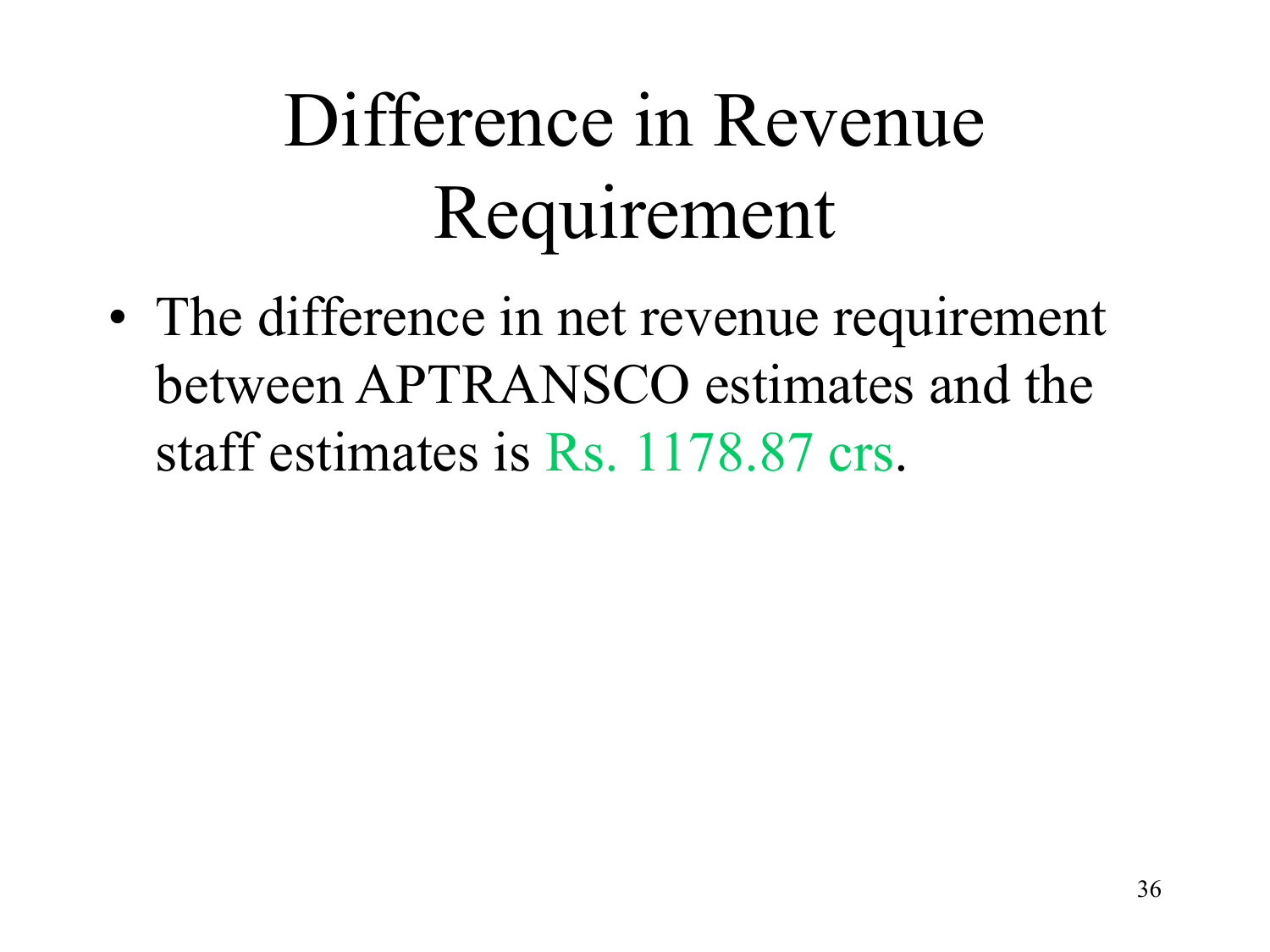# Difference in Revenue Requirement

- The difference in net revenue requirement between APTRANSCO estimates and the staff estimates is Rs. 1178.87 crs.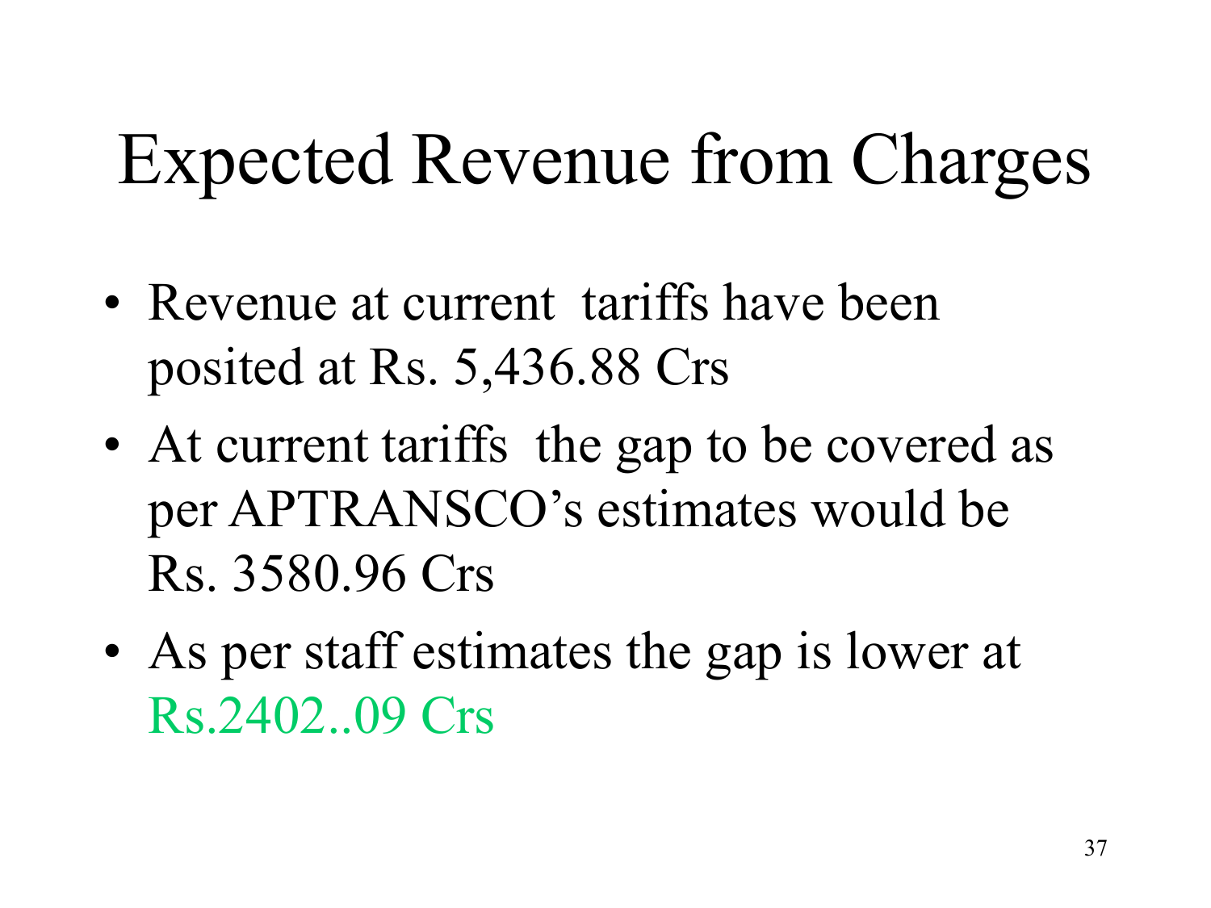# Expected Revenue from Charges

- Revenue at current tariffs have been posited at Rs. 5,436.88 Crs
- At current tariffs the gap to be covered as per APTRANSCO's estimates would be Rs. 3580.96 Crs
- As per staff estimates the gap is lower at Rs.2402..09 Crs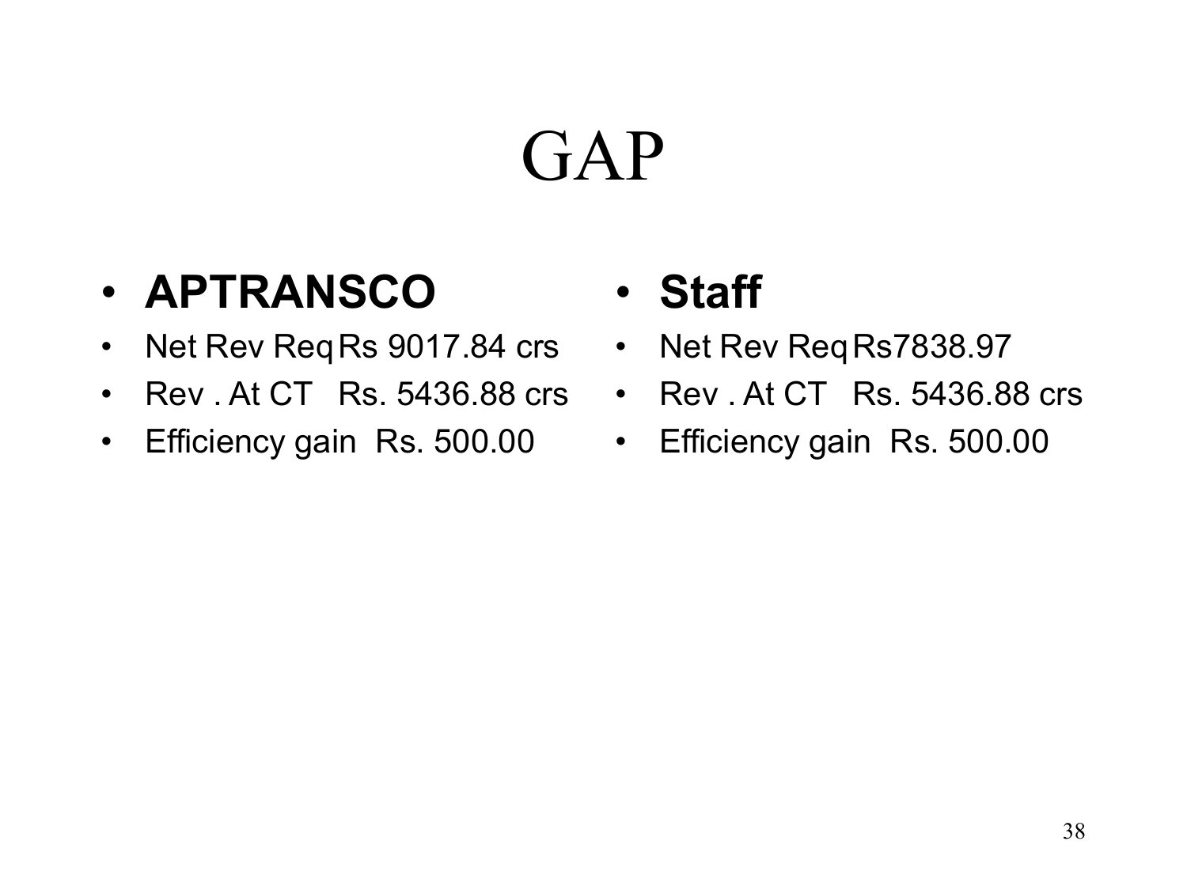# GAP

- **APTRANSCO**
- Net Rev Req Rs 9017.84 crs
- Rev . At CT Rs. 5436.88 crs
- Efficiency gain Rs. 500.00

- **Staff**
- Net Rev Req Rs7838.97
- Rev . At CT Rs. 5436.88 crs
- Efficiency gain Rs. 500.00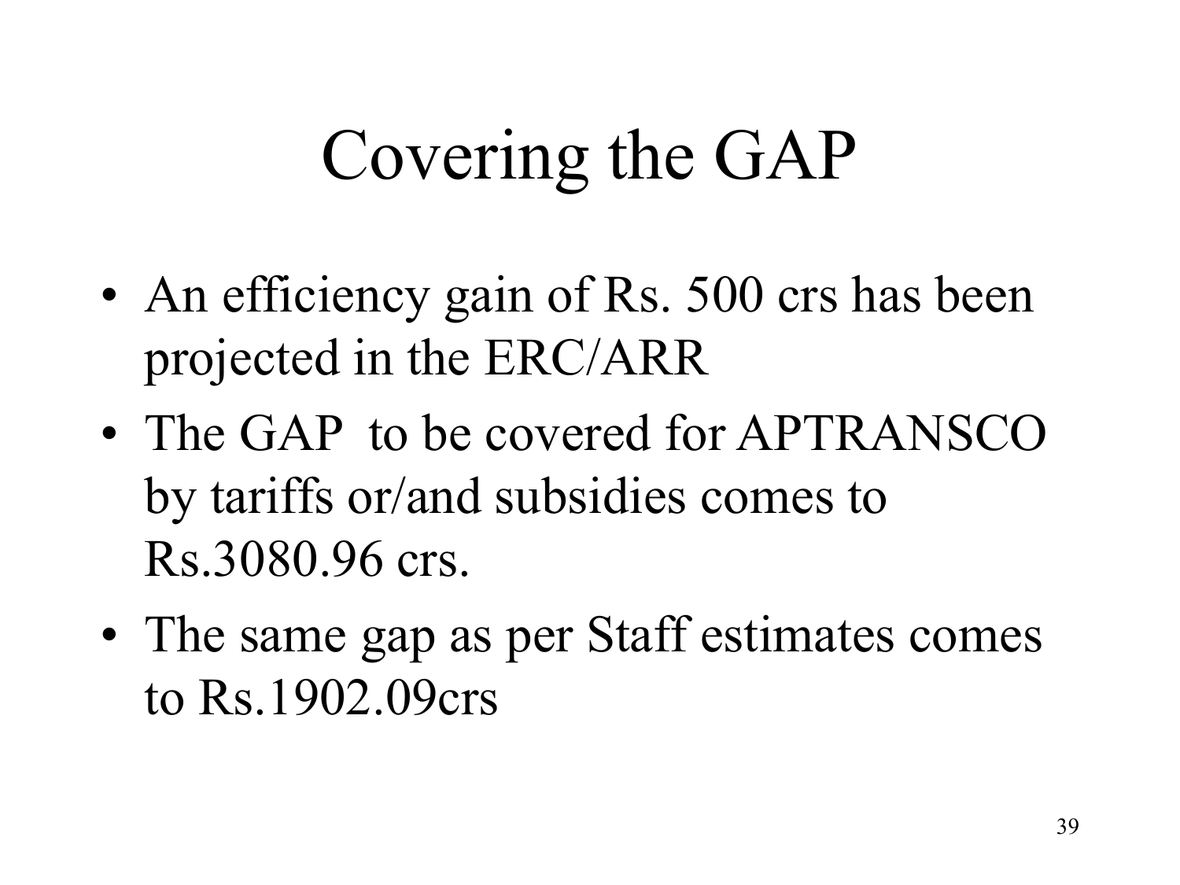# Covering the GAP

- An efficiency gain of Rs. 500 crs has been projected in the ERC/ARR
- The GAP to be covered for APTRANSCO by tariffs or/and subsidies comes to Rs.3080.96 crs.
- The same gap as per Staff estimates comes to Rs.1902.09crs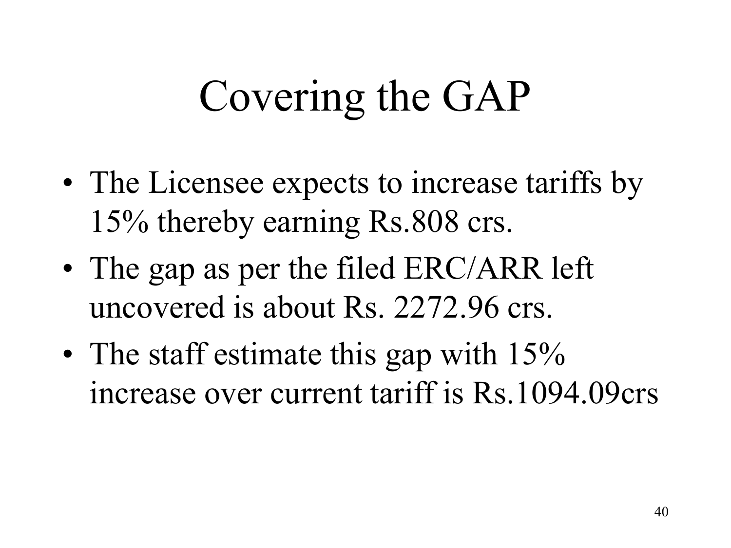# Covering the GAP

- The Licensee expects to increase tariffs by 15% thereby earning Rs.808 crs.
- The gap as per the filed ERC/ARR left uncovered is about Rs. 2272.96 crs.
- The staff estimate this gap with 15% increase over current tariff is Rs.1094.09crs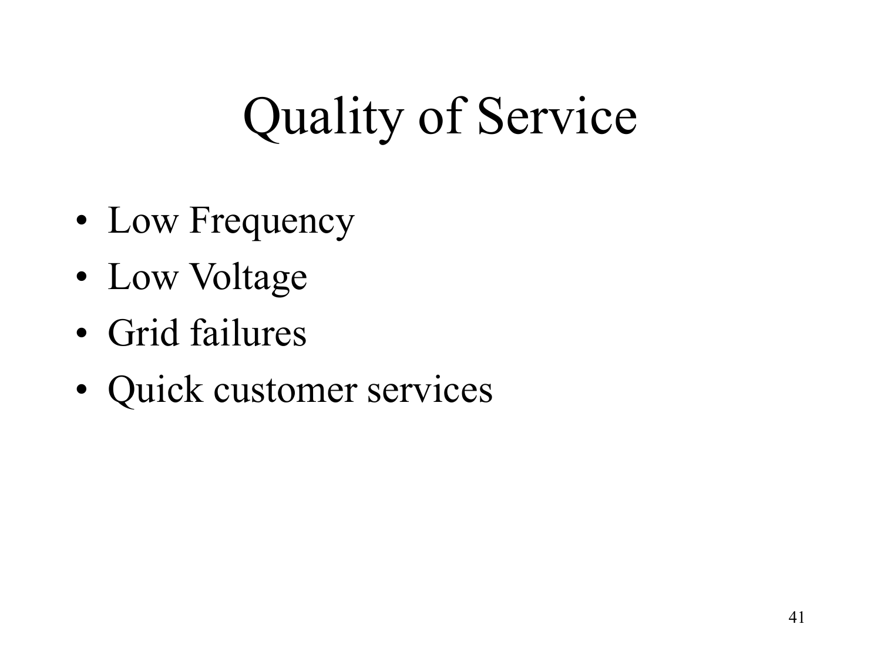# Quality of Service

- Low Frequency
- Low Voltage
- Grid failures
- Quick customer services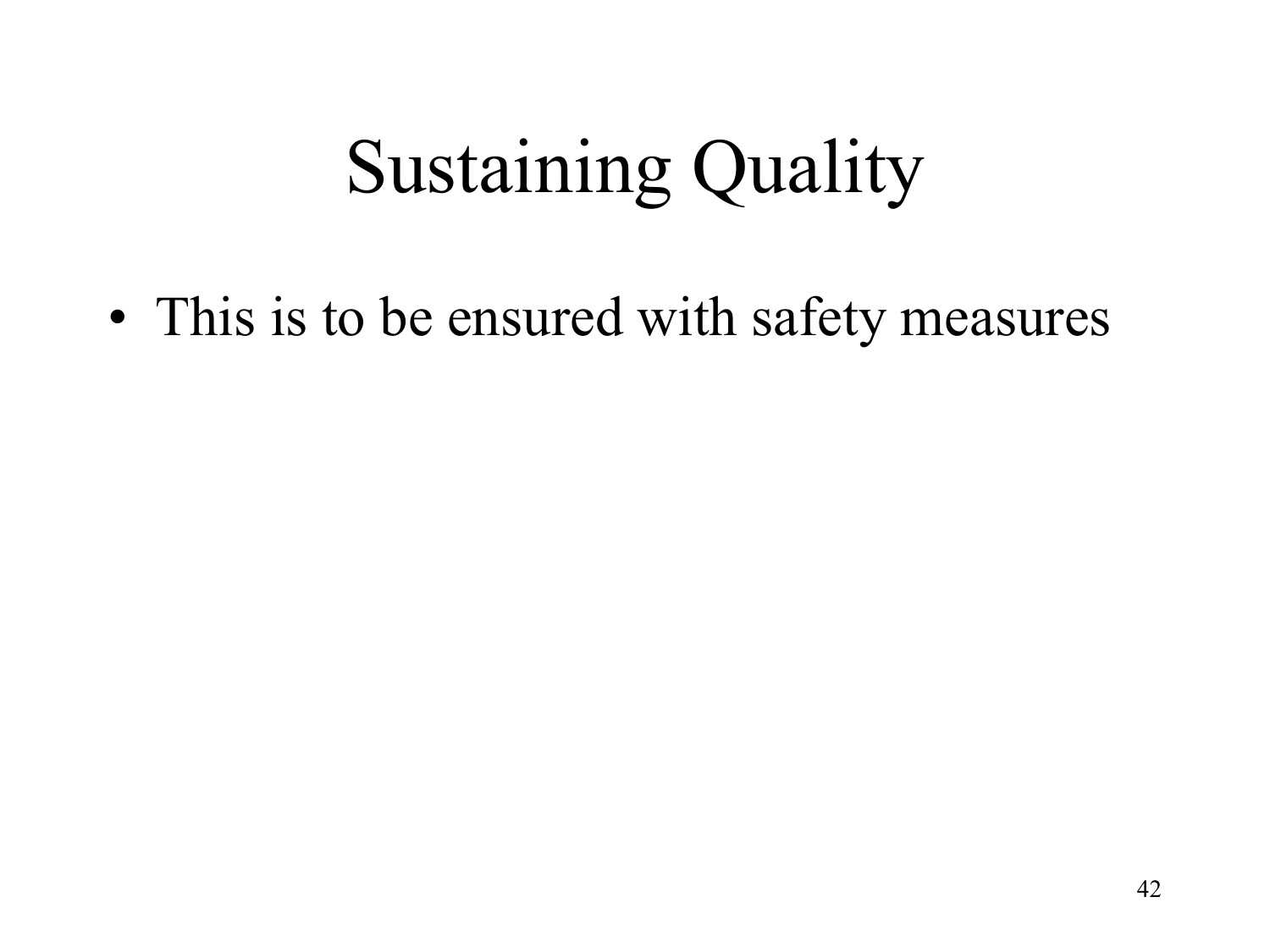# Sustaining Quality

- This is to be ensured with safety measures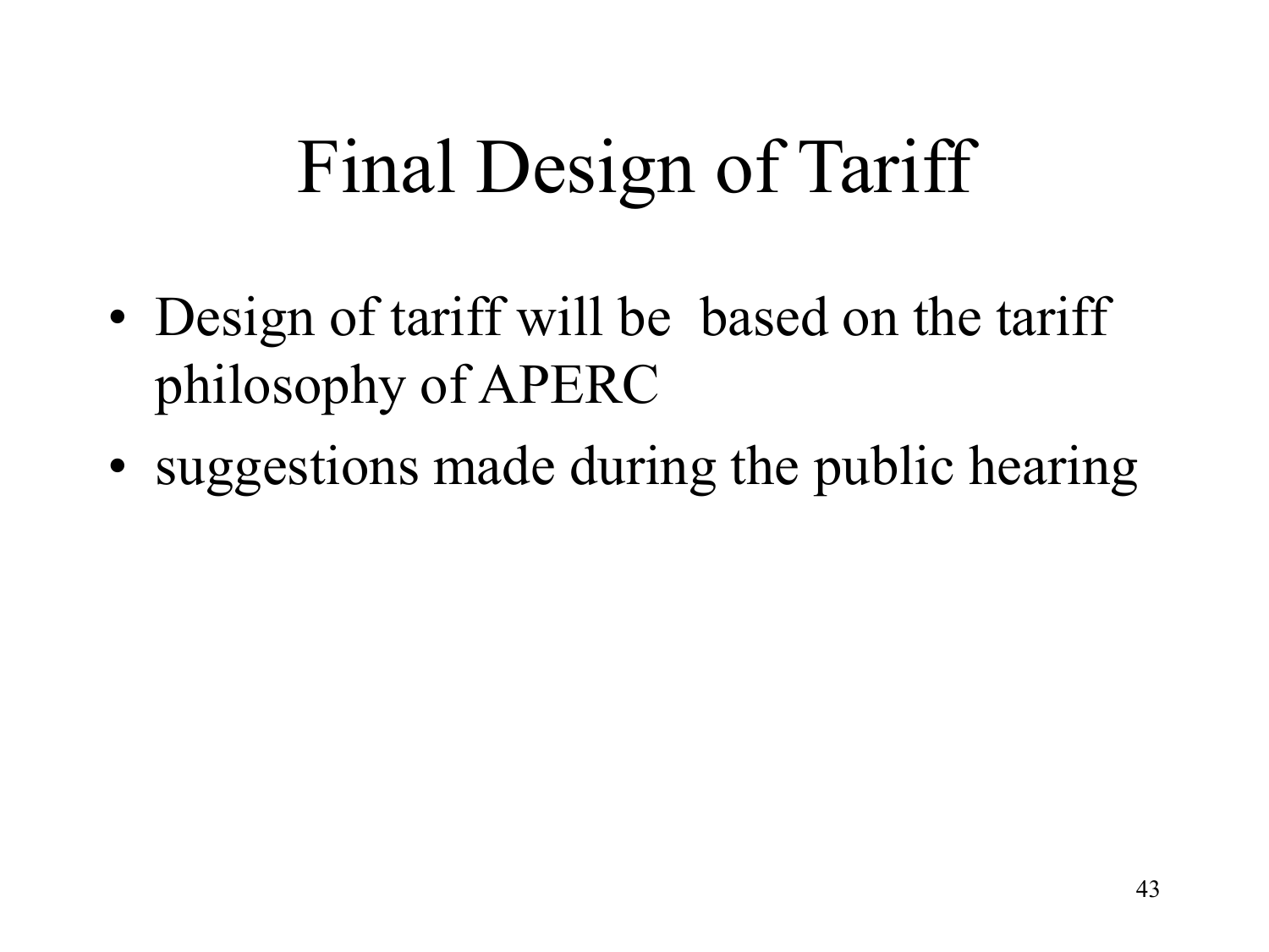# Final Design of Tariff

- Design of tariff will be based on the tariff philosophy of APERC
- suggestions made during the public hearing